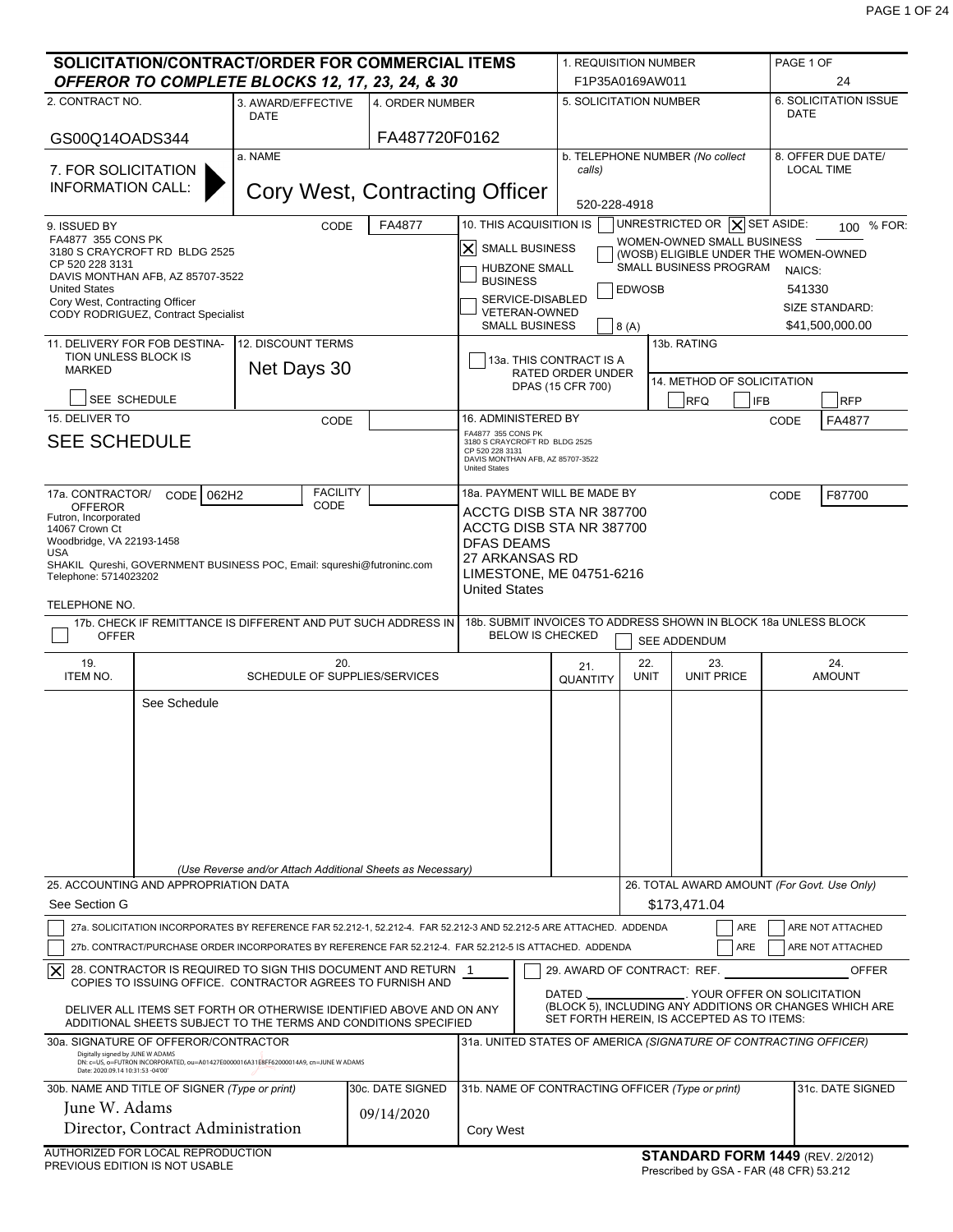# SOLICITATION/CONTRACT/ORDER FOR COMMERCIAL ITEMS

***OFFEROR TO COMPLETE BLOCKS 12, 17, 23, 24, & 30***

| Field | Value |
|---|---|
| 1. REQUISITION NUMBER | F1P35A0169AW011 |
| PAGE 1 OF | 24 |
| 2. CONTRACT NO. | GS00Q14OADS344 |
| 3. AWARD/EFFECTIVE DATE | |
| 4. ORDER NUMBER | FA487720F0162 |
| 5. SOLICITATION NUMBER | |
| 6. SOLICITATION ISSUE DATE | |
| 7. FOR SOLICITATION INFORMATION CALL: a. NAME | Cory West, Contracting Officer |
| b. TELEPHONE NUMBER *(No collect calls)* | 520-228-4918 |
| 8. OFFER DUE DATE/ LOCAL TIME | |

**9. ISSUED BY** CODE FA4877

FA4877 355 CONS PK
3180 S CRAYCROFT RD BLDG 2525
CP 520 228 3131
DAVIS MONTHAN AFB, AZ 85707-3522
United States
Cory West, Contracting Officer
CODY RODRIGUEZ, Contract Specialist

**10. THIS ACQUISITION IS** ☐ UNRESTRICTED OR ☒ SET ASIDE: 100 % FOR:

- ☒ SMALL BUSINESS
- ☐ HUBZONE SMALL BUSINESS
- ☐ SERVICE-DISABLED VETERAN-OWNED SMALL BUSINESS
- ☐ WOMEN-OWNED SMALL BUSINESS (WOSB) ELIGIBLE UNDER THE WOMEN-OWNED SMALL BUSINESS PROGRAM
- ☐ EDWOSB
- ☐ 8 (A)

NAICS: 541330
SIZE STANDARD: $41,500,000.00

**11. DELIVERY FOR FOB DESTINATION UNLESS BLOCK IS MARKED**
☐ SEE SCHEDULE

**12. DISCOUNT TERMS** Net Days 30

☐ 13a. THIS CONTRACT IS A RATED ORDER UNDER DPAS (15 CFR 700)

13b. RATING

14. METHOD OF SOLICITATION ☐ RFQ ☐ IFB ☐ RFP

**15. DELIVER TO** CODE
SEE SCHEDULE

**16. ADMINISTERED BY** CODE FA4877
FA4877 355 CONS PK
3180 S CRAYCROFT RD BLDG 2525
CP 520 228 3131
DAVIS MONTHAN AFB, AZ 85707-3522
United States

**17a. CONTRACTOR/ OFFEROR** CODE 062H2 FACILITY CODE
Futron, Incorporated
14067 Crown Ct
Woodbridge, VA 22193-1458
USA
SHAKIL Qureshi, GOVERNMENT BUSINESS POC, Email: squreshi@futroninc.com
Telephone: 5714023202

TELEPHONE NO.

☐ 17b. CHECK IF REMITTANCE IS DIFFERENT AND PUT SUCH ADDRESS IN OFFER

**18a. PAYMENT WILL BE MADE BY** CODE F87700
ACCTG DISB STA NR 387700
ACCTG DISB STA NR 387700
DFAS DEAMS
27 ARKANSAS RD
LIMESTONE, ME 04751-6216
United States

18b. SUBMIT INVOICES TO ADDRESS SHOWN IN BLOCK 18a UNLESS BLOCK BELOW IS CHECKED ☐ SEE ADDENDUM

| 19. ITEM NO. | 20. SCHEDULE OF SUPPLIES/SERVICES | 21. QUANTITY | 22. UNIT | 23. UNIT PRICE | 24. AMOUNT |
|---|---|---|---|---|---|
| | See Schedule | | | | |

*(Use Reverse and/or Attach Additional Sheets as Necessary)*

**25. ACCOUNTING AND APPROPRIATION DATA**
See Section G

**26. TOTAL AWARD AMOUNT** *(For Govt. Use Only)*
$173,471.04

☐ 27a. SOLICITATION INCORPORATES BY REFERENCE FAR 52.212-1, 52.212-4. FAR 52.212-3 AND 52.212-5 ARE ATTACHED. ADDENDA ☐ ARE ☐ ARE NOT ATTACHED

☐ 27b. CONTRACT/PURCHASE ORDER INCORPORATES BY REFERENCE FAR 52.212-4. FAR 52.212-5 IS ATTACHED. ADDENDA ☐ ARE ☐ ARE NOT ATTACHED

☒ 28. CONTRACTOR IS REQUIRED TO SIGN THIS DOCUMENT AND RETURN 1 COPIES TO ISSUING OFFICE. CONTRACTOR AGREES TO FURNISH AND DELIVER ALL ITEMS SET FORTH OR OTHERWISE IDENTIFIED ABOVE AND ON ANY ADDITIONAL SHEETS SUBJECT TO THE TERMS AND CONDITIONS SPECIFIED

☐ 29. AWARD OF CONTRACT: REF. ________ OFFER DATED ________. YOUR OFFER ON SOLICITATION (BLOCK 5), INCLUDING ANY ADDITIONS OR CHANGES WHICH ARE SET FORTH HEREIN, IS ACCEPTED AS TO ITEMS:

**30a. SIGNATURE OF OFFEROR/CONTRACTOR**
Digitally signed by JUNE W ADAMS
DN: c=US, o=FUTRON INCORPORATED, ou=A01427E0000016A31E8FF62000014A9, cn=JUNE W ADAMS
Date: 2020.09.14 10:31:53 -04'00'

**31a. UNITED STATES OF AMERICA** *(SIGNATURE OF CONTRACTING OFFICER)*

| 30b. NAME AND TITLE OF SIGNER *(Type or print)* | 30c. DATE SIGNED | 31b. NAME OF CONTRACTING OFFICER *(Type or print)* | 31c. DATE SIGNED |
|---|---|---|---|
| June W. Adams<br>Director, Contract Administration | 09/14/2020 | Cory West | |

AUTHORIZED FOR LOCAL REPRODUCTION
PREVIOUS EDITION IS NOT USABLE

**STANDARD FORM 1449** (REV. 2/2012)
Prescribed by GSA - FAR (48 CFR) 53.212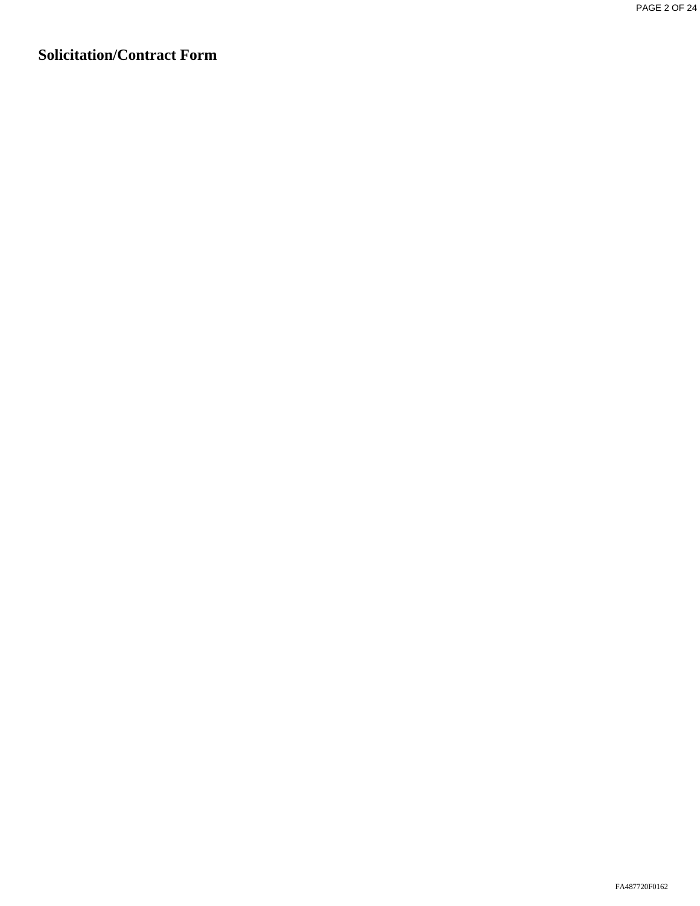# Solicitation/Contract Form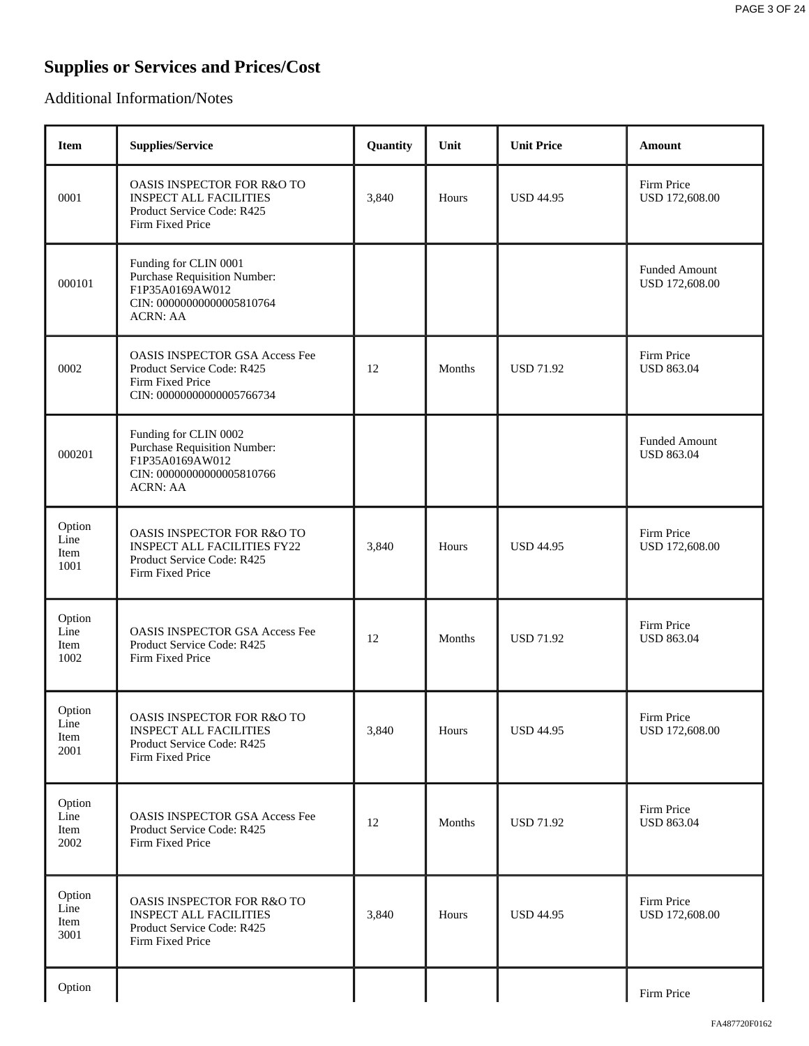# Supplies or Services and Prices/Cost

## Additional Information/Notes

| Item | Supplies/Service | Quantity | Unit | Unit Price | Amount |
|---|---|---|---|---|---|
| 0001 | OASIS INSPECTOR FOR R&O TO INSPECT ALL FACILITIES<br>Product Service Code: R425<br>Firm Fixed Price | 3,840 | Hours | USD 44.95 | Firm Price<br>USD 172,608.00 |
| 000101 | Funding for CLIN 0001<br>Purchase Requisition Number: F1P35A0169AW012<br>CIN: 000000000000005810764<br>ACRN: AA | | | | Funded Amount<br>USD 172,608.00 |
| 0002 | OASIS INSPECTOR GSA Access Fee<br>Product Service Code: R425<br>Firm Fixed Price<br>CIN: 000000000000005766734 | 12 | Months | USD 71.92 | Firm Price<br>USD 863.04 |
| 000201 | Funding for CLIN 0002<br>Purchase Requisition Number: F1P35A0169AW012<br>CIN: 000000000000005810766<br>ACRN: AA | | | | Funded Amount<br>USD 863.04 |
| Option Line Item 1001 | OASIS INSPECTOR FOR R&O TO INSPECT ALL FACILITIES FY22<br>Product Service Code: R425<br>Firm Fixed Price | 3,840 | Hours | USD 44.95 | Firm Price<br>USD 172,608.00 |
| Option Line Item 1002 | OASIS INSPECTOR GSA Access Fee<br>Product Service Code: R425<br>Firm Fixed Price | 12 | Months | USD 71.92 | Firm Price<br>USD 863.04 |
| Option Line Item 2001 | OASIS INSPECTOR FOR R&O TO INSPECT ALL FACILITIES<br>Product Service Code: R425<br>Firm Fixed Price | 3,840 | Hours | USD 44.95 | Firm Price<br>USD 172,608.00 |
| Option Line Item 2002 | OASIS INSPECTOR GSA Access Fee<br>Product Service Code: R425<br>Firm Fixed Price | 12 | Months | USD 71.92 | Firm Price<br>USD 863.04 |
| Option Line Item 3001 | OASIS INSPECTOR FOR R&O TO INSPECT ALL FACILITIES<br>Product Service Code: R425<br>Firm Fixed Price | 3,840 | Hours | USD 44.95 | Firm Price<br>USD 172,608.00 |
| Option | | | | | Firm Price |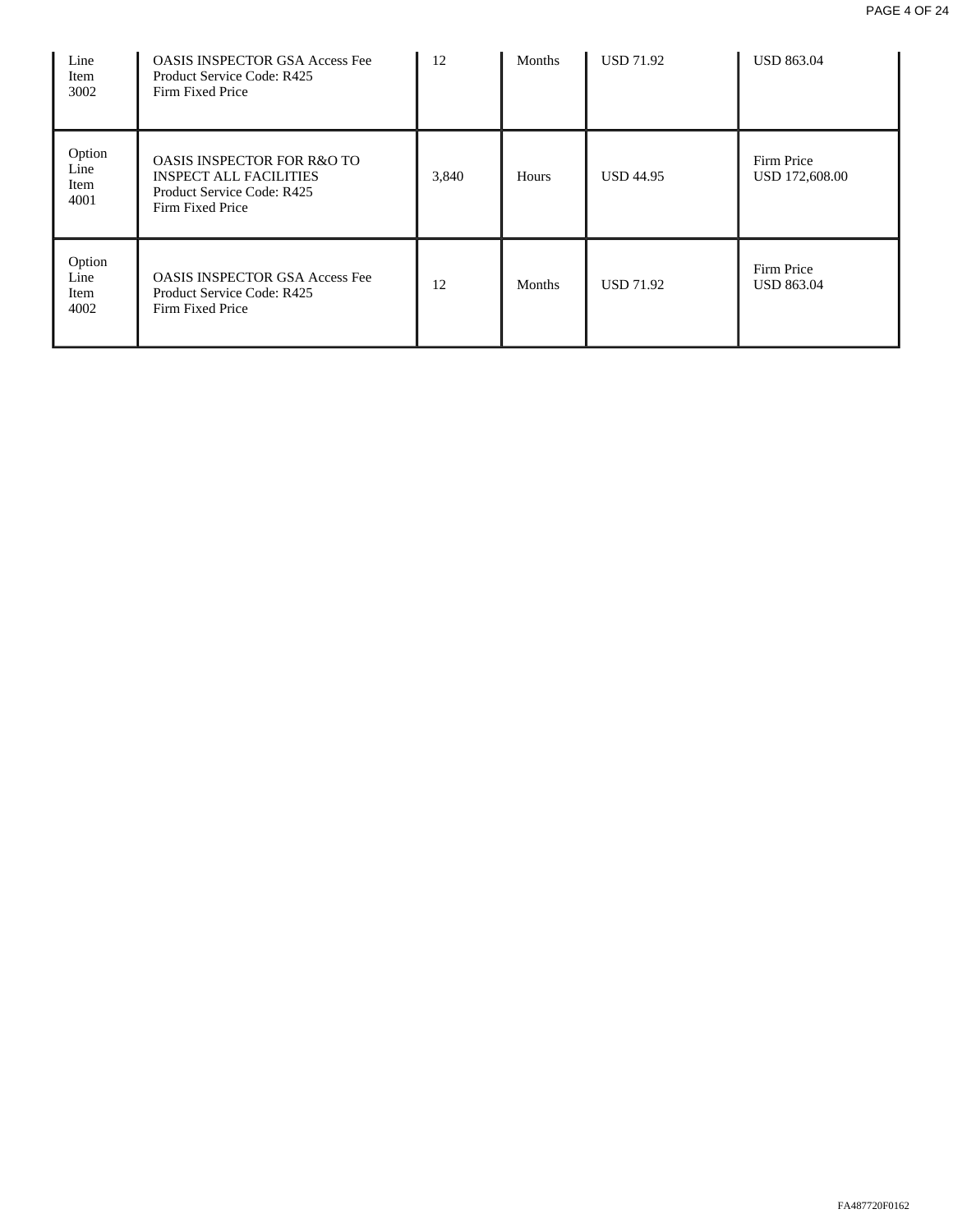| Line Item 3002 | OASIS INSPECTOR GSA Access Fee<br>Product Service Code: R425<br>Firm Fixed Price | 12 | Months | USD 71.92 | USD 863.04 |
|---|---|---|---|---|---|
| Option Line Item 4001 | OASIS INSPECTOR FOR R&O TO INSPECT ALL FACILITIES<br>Product Service Code: R425<br>Firm Fixed Price | 3,840 | Hours | USD 44.95 | Firm Price<br>USD 172,608.00 |
| Option Line Item 4002 | OASIS INSPECTOR GSA Access Fee<br>Product Service Code: R425<br>Firm Fixed Price | 12 | Months | USD 71.92 | Firm Price<br>USD 863.04 |

FA487720F0162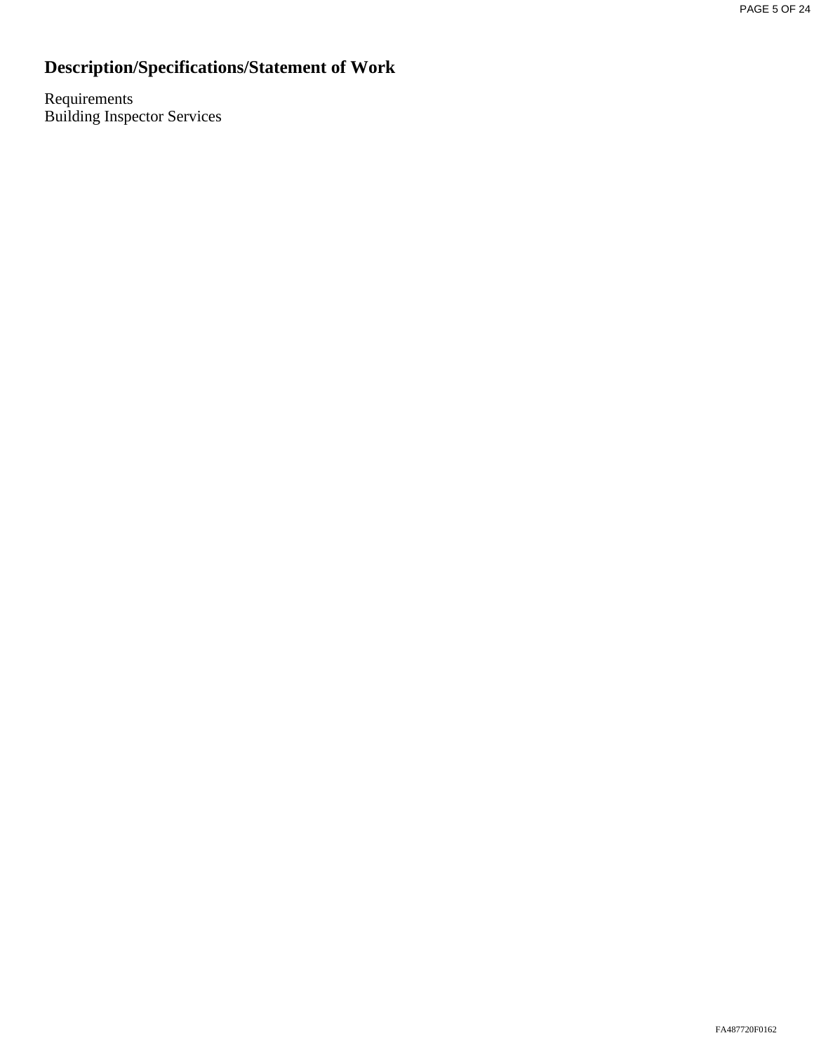# Description/Specifications/Statement of Work

Requirements
Building Inspector Services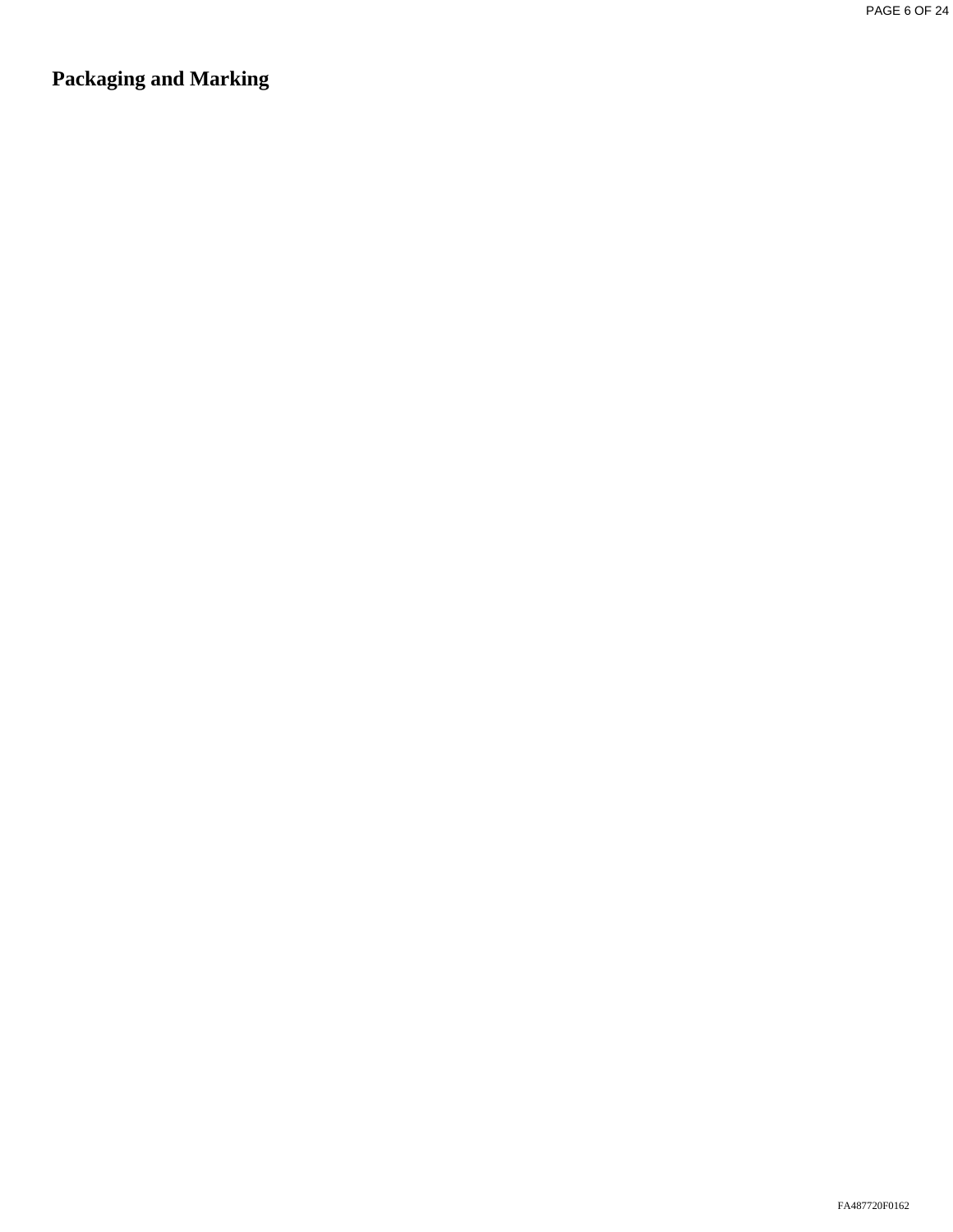# Packaging and Marking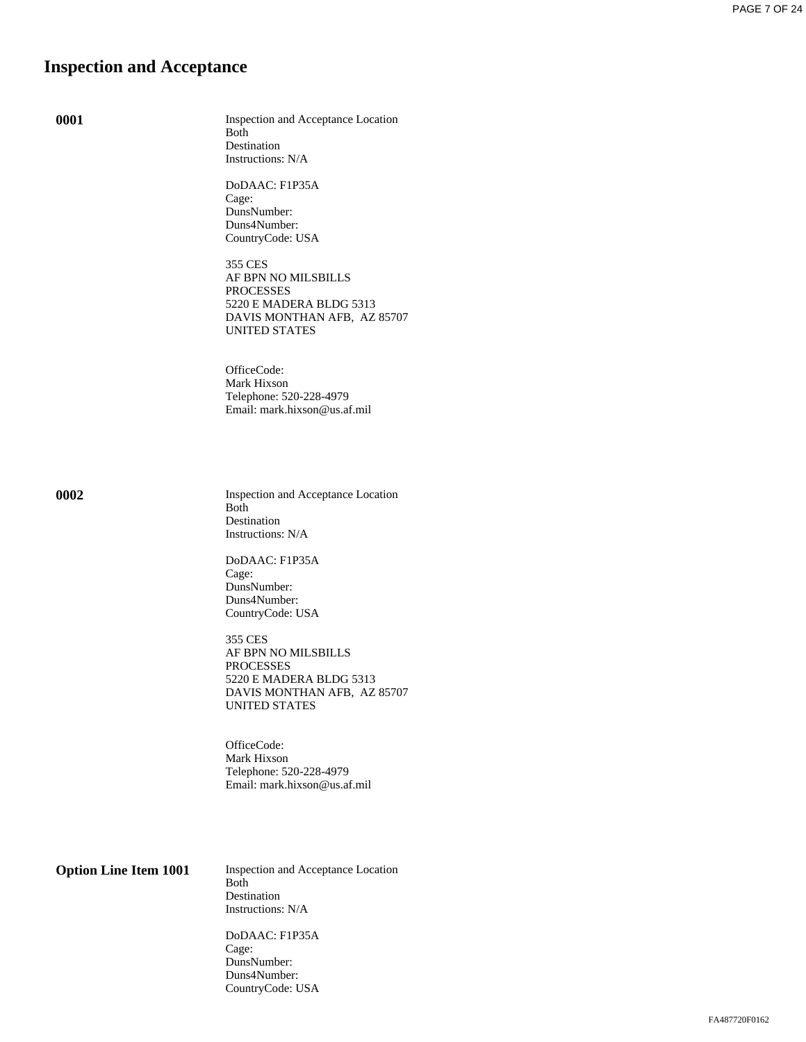# Inspection and Acceptance

**0001**

Inspection and Acceptance Location
Both
Destination
Instructions: N/A

DoDAAC: F1P35A
Cage:
DunsNumber:
Duns4Number:
CountryCode: USA

355 CES
AF BPN NO MILSBILLS
PROCESSES
5220 E MADERA BLDG 5313
DAVIS MONTHAN AFB, AZ 85707
UNITED STATES

OfficeCode:
Mark Hixson
Telephone: 520-228-4979
Email: mark.hixson@us.af.mil

**0002**

Inspection and Acceptance Location
Both
Destination
Instructions: N/A

DoDAAC: F1P35A
Cage:
DunsNumber:
Duns4Number:
CountryCode: USA

355 CES
AF BPN NO MILSBILLS
PROCESSES
5220 E MADERA BLDG 5313
DAVIS MONTHAN AFB, AZ 85707
UNITED STATES

OfficeCode:
Mark Hixson
Telephone: 520-228-4979
Email: mark.hixson@us.af.mil

**Option Line Item 1001**

Inspection and Acceptance Location
Both
Destination
Instructions: N/A

DoDAAC: F1P35A
Cage:
DunsNumber:
Duns4Number:
CountryCode: USA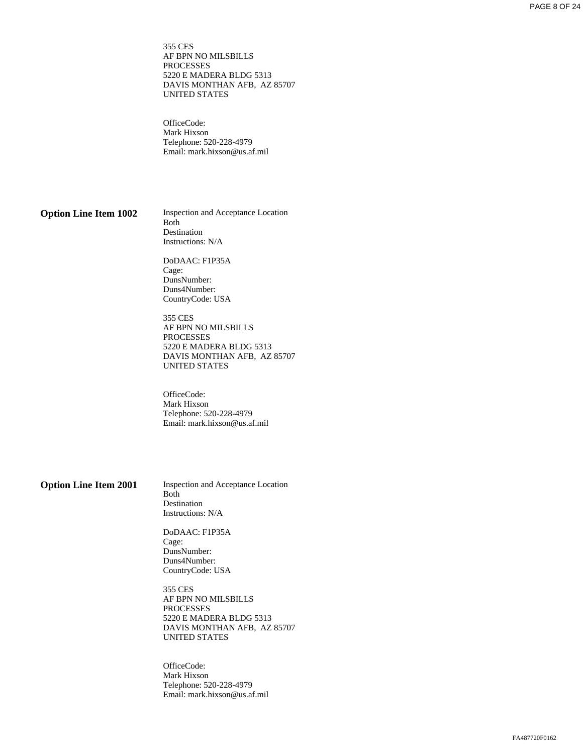355 CES
AF BPN NO MILSBILLS
PROCESSES
5220 E MADERA BLDG 5313
DAVIS MONTHAN AFB, AZ 85707
UNITED STATES

OfficeCode:
Mark Hixson
Telephone: 520-228-4979
Email: mark.hixson@us.af.mil

**Option Line Item 1002**

Inspection and Acceptance Location
Both
Destination
Instructions: N/A

DoDAAC: F1P35A
Cage:
DunsNumber:
Duns4Number:
CountryCode: USA

355 CES
AF BPN NO MILSBILLS
PROCESSES
5220 E MADERA BLDG 5313
DAVIS MONTHAN AFB, AZ 85707
UNITED STATES

OfficeCode:
Mark Hixson
Telephone: 520-228-4979
Email: mark.hixson@us.af.mil

**Option Line Item 2001**

Inspection and Acceptance Location
Both
Destination
Instructions: N/A

DoDAAC: F1P35A
Cage:
DunsNumber:
Duns4Number:
CountryCode: USA

355 CES
AF BPN NO MILSBILLS
PROCESSES
5220 E MADERA BLDG 5313
DAVIS MONTHAN AFB, AZ 85707
UNITED STATES

OfficeCode:
Mark Hixson
Telephone: 520-228-4979
Email: mark.hixson@us.af.mil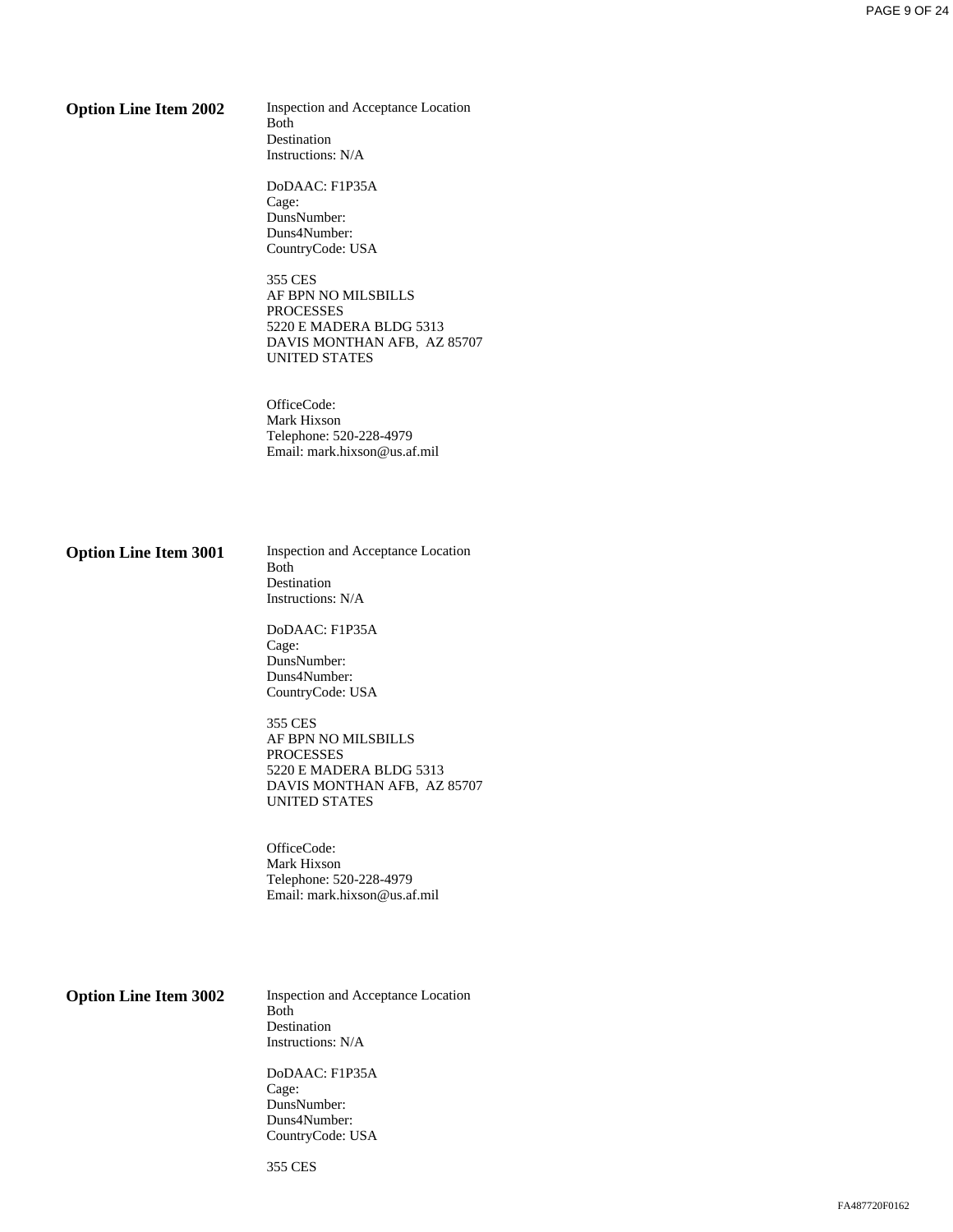**Option Line Item 2002**

Inspection and Acceptance Location
Both
Destination
Instructions: N/A

DoDAAC: F1P35A
Cage:
DunsNumber:
Duns4Number:
CountryCode: USA

355 CES
AF BPN NO MILSBILLS
PROCESSES
5220 E MADERA BLDG 5313
DAVIS MONTHAN AFB, AZ 85707
UNITED STATES

OfficeCode:
Mark Hixson
Telephone: 520-228-4979
Email: mark.hixson@us.af.mil

**Option Line Item 3001**

Inspection and Acceptance Location
Both
Destination
Instructions: N/A

DoDAAC: F1P35A
Cage:
DunsNumber:
Duns4Number:
CountryCode: USA

355 CES
AF BPN NO MILSBILLS
PROCESSES
5220 E MADERA BLDG 5313
DAVIS MONTHAN AFB, AZ 85707
UNITED STATES

OfficeCode:
Mark Hixson
Telephone: 520-228-4979
Email: mark.hixson@us.af.mil

**Option Line Item 3002**

Inspection and Acceptance Location
Both
Destination
Instructions: N/A

DoDAAC: F1P35A
Cage:
DunsNumber:
Duns4Number:
CountryCode: USA

355 CES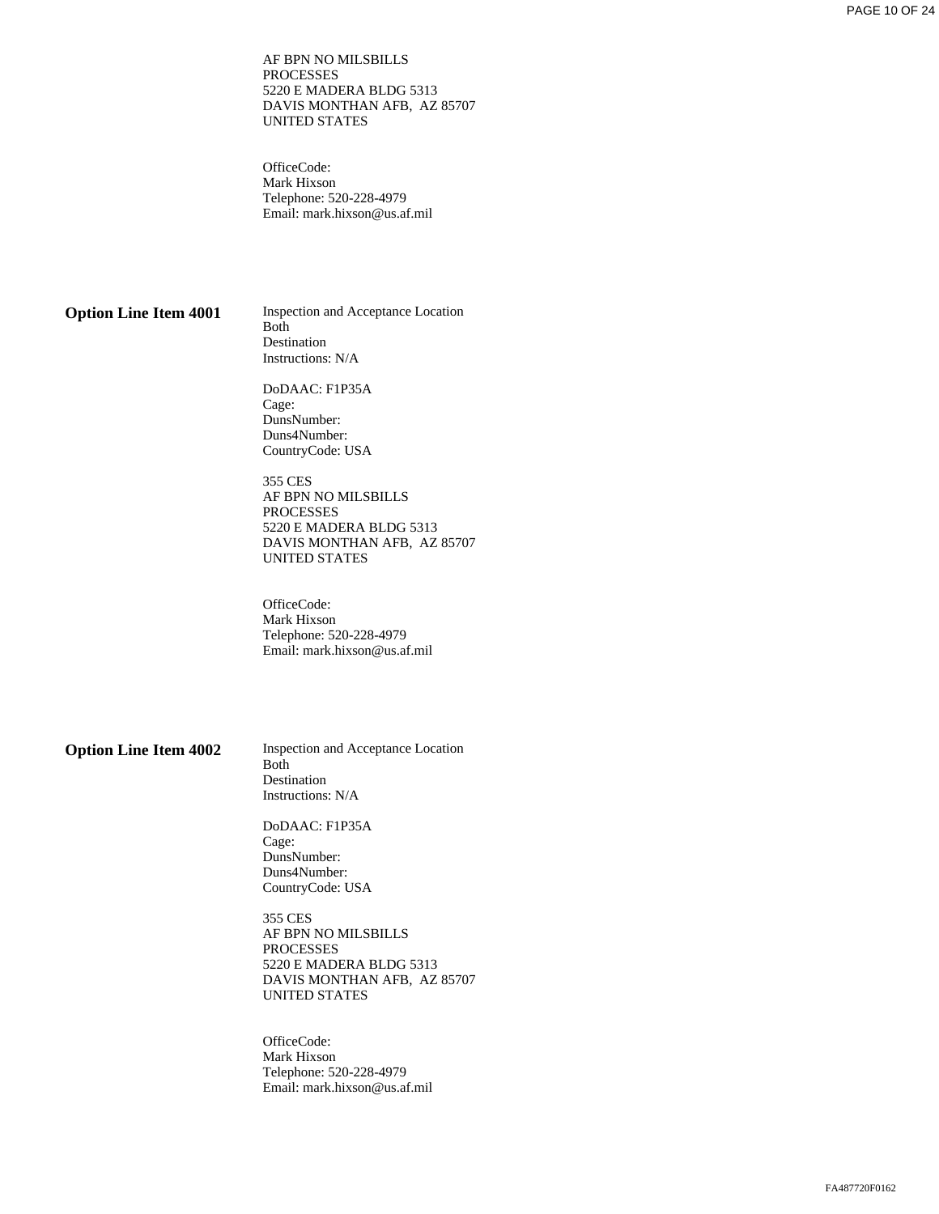AF BPN NO MILSBILLS
PROCESSES
5220 E MADERA BLDG 5313
DAVIS MONTHAN AFB, AZ 85707
UNITED STATES

OfficeCode:
Mark Hixson
Telephone: 520-228-4979
Email: mark.hixson@us.af.mil

**Option Line Item 4001**

Inspection and Acceptance Location
Both
Destination
Instructions: N/A

DoDAAC: F1P35A
Cage:
DunsNumber:
Duns4Number:
CountryCode: USA

355 CES
AF BPN NO MILSBILLS
PROCESSES
5220 E MADERA BLDG 5313
DAVIS MONTHAN AFB, AZ 85707
UNITED STATES

OfficeCode:
Mark Hixson
Telephone: 520-228-4979
Email: mark.hixson@us.af.mil

**Option Line Item 4002**

Inspection and Acceptance Location
Both
Destination
Instructions: N/A

DoDAAC: F1P35A
Cage:
DunsNumber:
Duns4Number:
CountryCode: USA

355 CES
AF BPN NO MILSBILLS
PROCESSES
5220 E MADERA BLDG 5313
DAVIS MONTHAN AFB, AZ 85707
UNITED STATES

OfficeCode:
Mark Hixson
Telephone: 520-228-4979
Email: mark.hixson@us.af.mil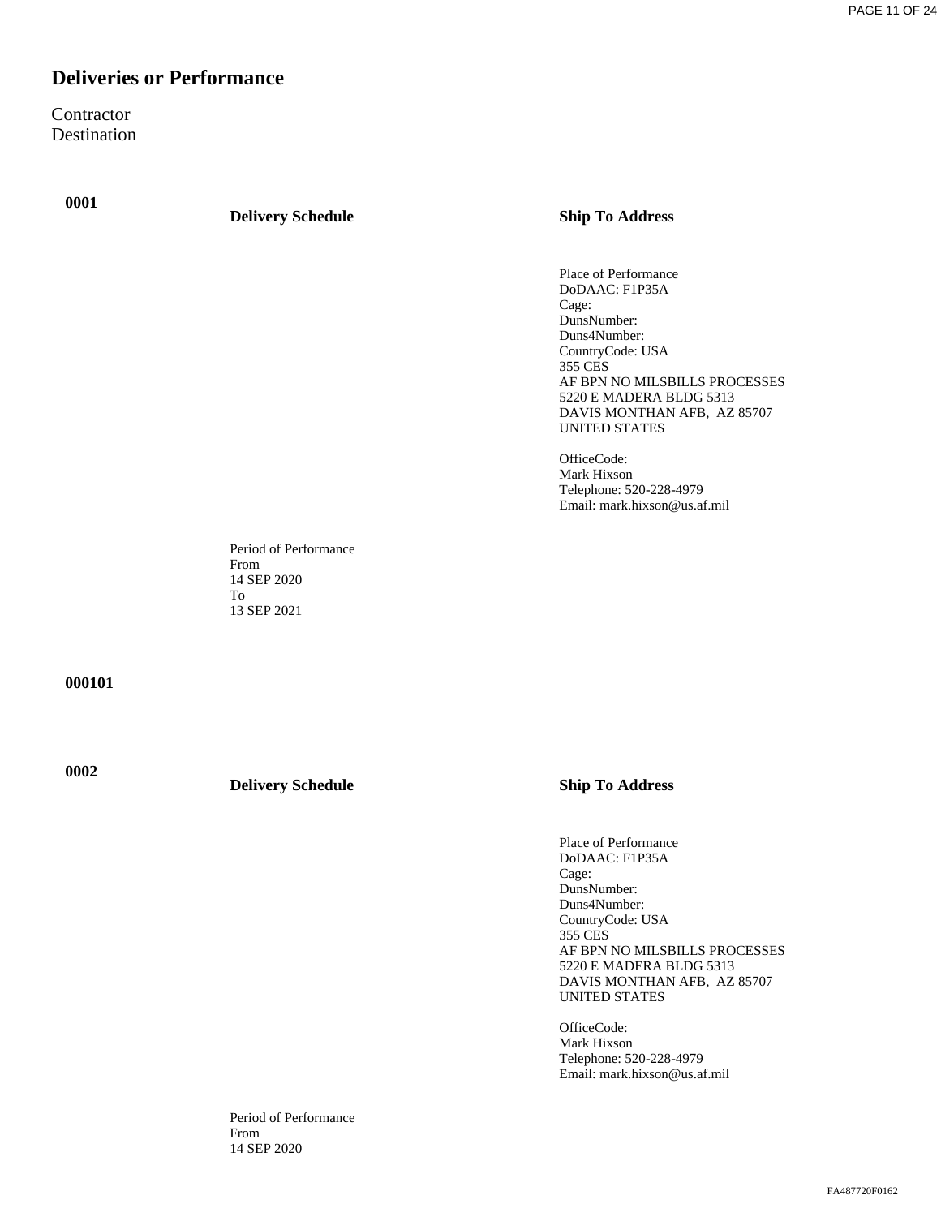## Deliveries or Performance

Contractor
Destination

**0001**

| Delivery Schedule | Ship To Address |
| --- | --- |
| Period of Performance<br>From<br>14 SEP 2020<br>To<br>13 SEP 2021 | Place of Performance<br>DoDAAC: F1P35A<br>Cage:<br>DunsNumber:<br>Duns4Number:<br>CountryCode: USA<br>355 CES<br>AF BPN NO MILSBILLS PROCESSES<br>5220 E MADERA BLDG 5313<br>DAVIS MONTHAN AFB, AZ 85707<br>UNITED STATES<br><br>OfficeCode:<br>Mark Hixson<br>Telephone: 520-228-4979<br>Email: mark.hixson@us.af.mil |

**000101**

**0002**

| Delivery Schedule | Ship To Address |
| --- | --- |
| Period of Performance<br>From<br>14 SEP 2020 | Place of Performance<br>DoDAAC: F1P35A<br>Cage:<br>DunsNumber:<br>Duns4Number:<br>CountryCode: USA<br>355 CES<br>AF BPN NO MILSBILLS PROCESSES<br>5220 E MADERA BLDG 5313<br>DAVIS MONTHAN AFB, AZ 85707<br>UNITED STATES<br><br>OfficeCode:<br>Mark Hixson<br>Telephone: 520-228-4979<br>Email: mark.hixson@us.af.mil |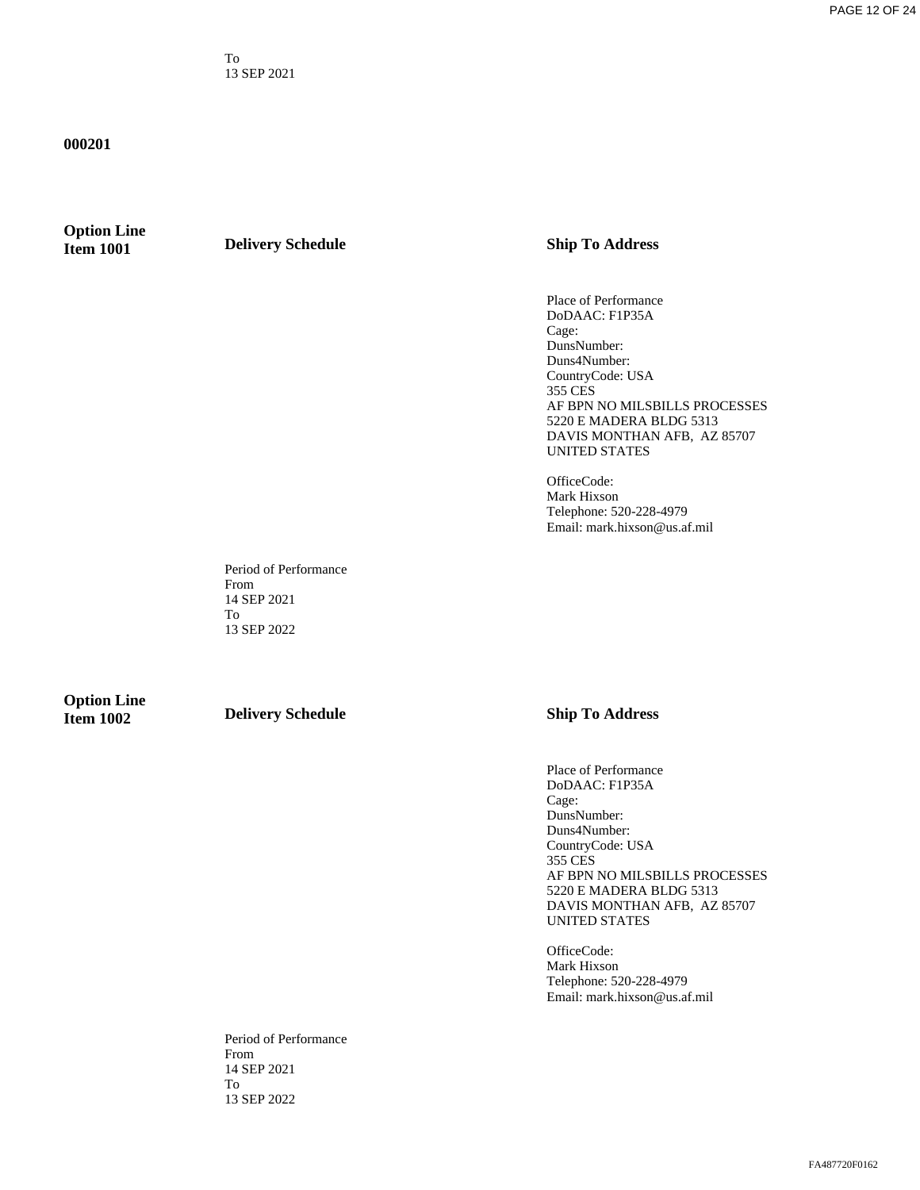To
13 SEP 2021

**000201**

| Option Line Item 1001 | Delivery Schedule | Ship To Address |
|---|---|---|
| | | Place of Performance<br>DoDAAC: F1P35A<br>Cage:<br>DunsNumber:<br>Duns4Number:<br>CountryCode: USA<br>355 CES<br>AF BPN NO MILSBILLS PROCESSES<br>5220 E MADERA BLDG 5313<br>DAVIS MONTHAN AFB, AZ 85707<br>UNITED STATES<br><br>OfficeCode:<br>Mark Hixson<br>Telephone: 520-228-4979<br>Email: mark.hixson@us.af.mil |
| | Period of Performance<br>From<br>14 SEP 2021<br>To<br>13 SEP 2022 | |

| Option Line Item 1002 | Delivery Schedule | Ship To Address |
|---|---|---|
| | | Place of Performance<br>DoDAAC: F1P35A<br>Cage:<br>DunsNumber:<br>Duns4Number:<br>CountryCode: USA<br>355 CES<br>AF BPN NO MILSBILLS PROCESSES<br>5220 E MADERA BLDG 5313<br>DAVIS MONTHAN AFB, AZ 85707<br>UNITED STATES<br><br>OfficeCode:<br>Mark Hixson<br>Telephone: 520-228-4979<br>Email: mark.hixson@us.af.mil |
| | Period of Performance<br>From<br>14 SEP 2021<br>To<br>13 SEP 2022 | |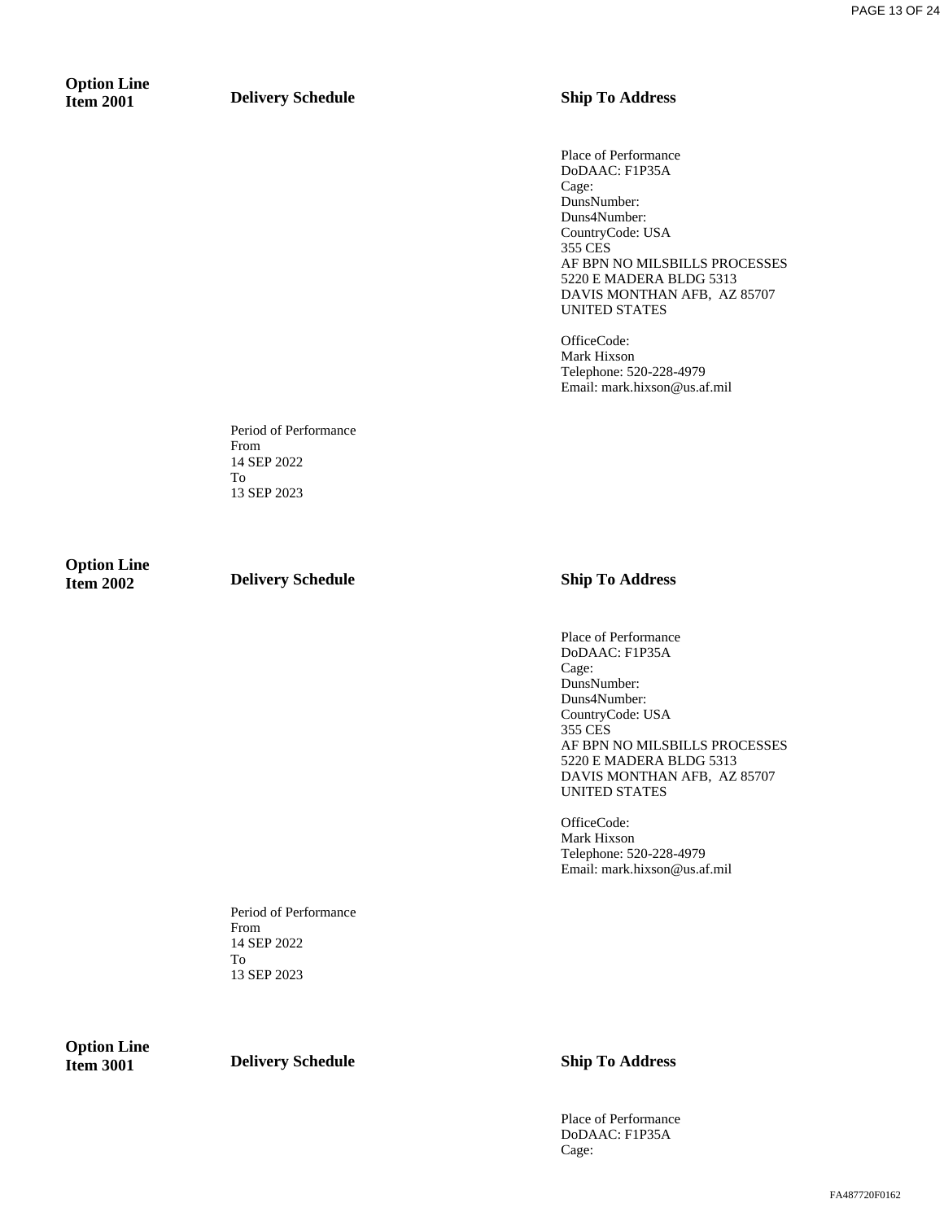**Option Line Item 2001**

**Delivery Schedule**

**Ship To Address**

Place of Performance
DoDAAC: F1P35A
Cage:
DunsNumber:
Duns4Number:
CountryCode: USA
355 CES
AF BPN NO MILSBILLS PROCESSES
5220 E MADERA BLDG 5313
DAVIS MONTHAN AFB, AZ 85707
UNITED STATES

OfficeCode:
Mark Hixson
Telephone: 520-228-4979
Email: mark.hixson@us.af.mil

Period of Performance
From
14 SEP 2022
To
13 SEP 2023

**Option Line Item 2002**

**Delivery Schedule**

**Ship To Address**

Place of Performance
DoDAAC: F1P35A
Cage:
DunsNumber:
Duns4Number:
CountryCode: USA
355 CES
AF BPN NO MILSBILLS PROCESSES
5220 E MADERA BLDG 5313
DAVIS MONTHAN AFB, AZ 85707
UNITED STATES

OfficeCode:
Mark Hixson
Telephone: 520-228-4979
Email: mark.hixson@us.af.mil

Period of Performance
From
14 SEP 2022
To
13 SEP 2023

**Option Line Item 3001**

**Delivery Schedule**

**Ship To Address**

Place of Performance
DoDAAC: F1P35A
Cage:

FA487720F0162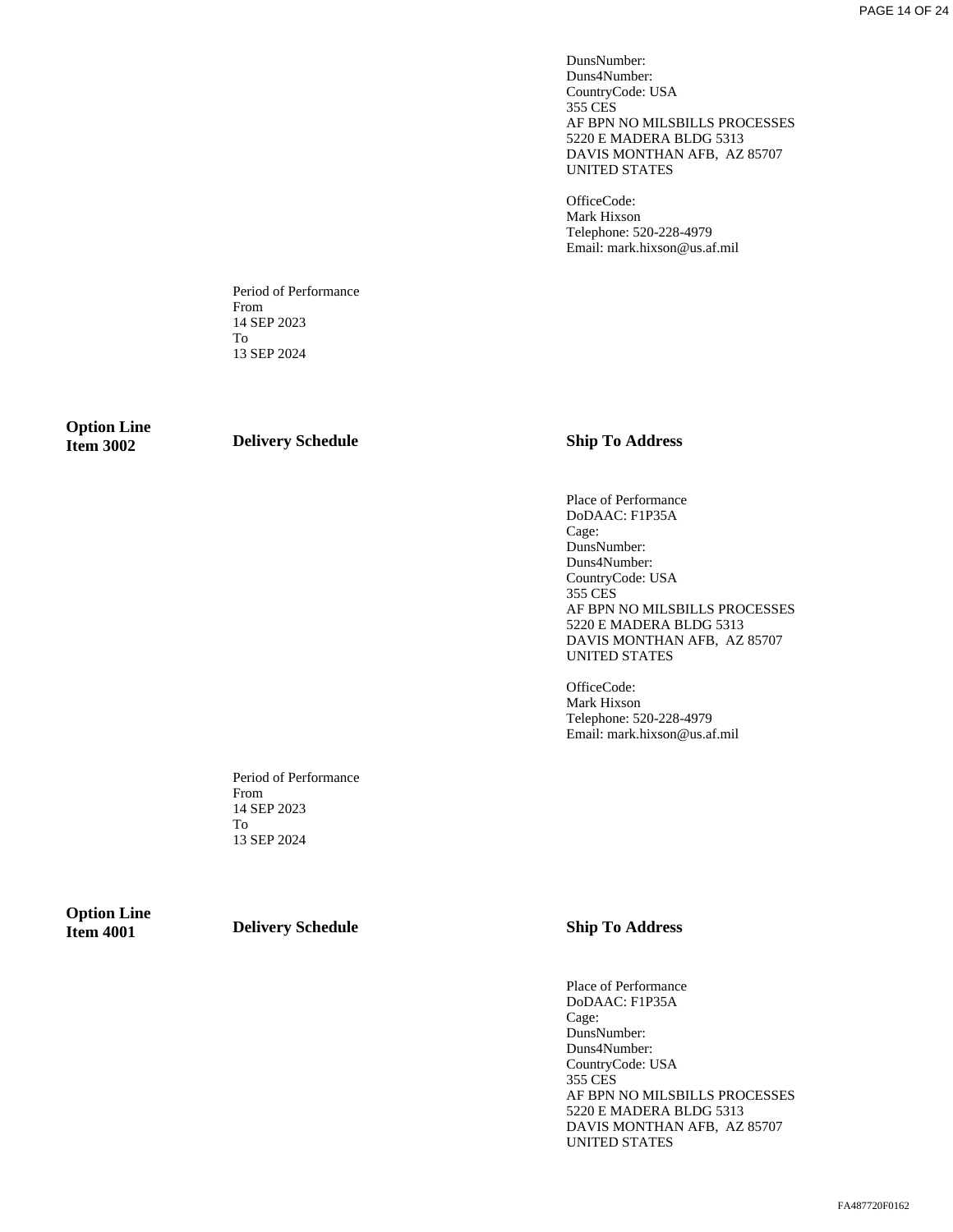DunsNumber:
Duns4Number:
CountryCode: USA
355 CES
AF BPN NO MILSBILLS PROCESSES
5220 E MADERA BLDG 5313
DAVIS MONTHAN AFB, AZ 85707
UNITED STATES

OfficeCode:
Mark Hixson
Telephone: 520-228-4979
Email: mark.hixson@us.af.mil

Period of Performance
From
14 SEP 2023
To
13 SEP 2024

**Option Line Item 3002** | **Delivery Schedule** | **Ship To Address**

Place of Performance
DoDAAC: F1P35A
Cage:
DunsNumber:
Duns4Number:
CountryCode: USA
355 CES
AF BPN NO MILSBILLS PROCESSES
5220 E MADERA BLDG 5313
DAVIS MONTHAN AFB, AZ 85707
UNITED STATES

OfficeCode:
Mark Hixson
Telephone: 520-228-4979
Email: mark.hixson@us.af.mil

Period of Performance
From
14 SEP 2023
To
13 SEP 2024

**Option Line Item 4001** | **Delivery Schedule** | **Ship To Address**

Place of Performance
DoDAAC: F1P35A
Cage:
DunsNumber:
Duns4Number:
CountryCode: USA
355 CES
AF BPN NO MILSBILLS PROCESSES
5220 E MADERA BLDG 5313
DAVIS MONTHAN AFB, AZ 85707
UNITED STATES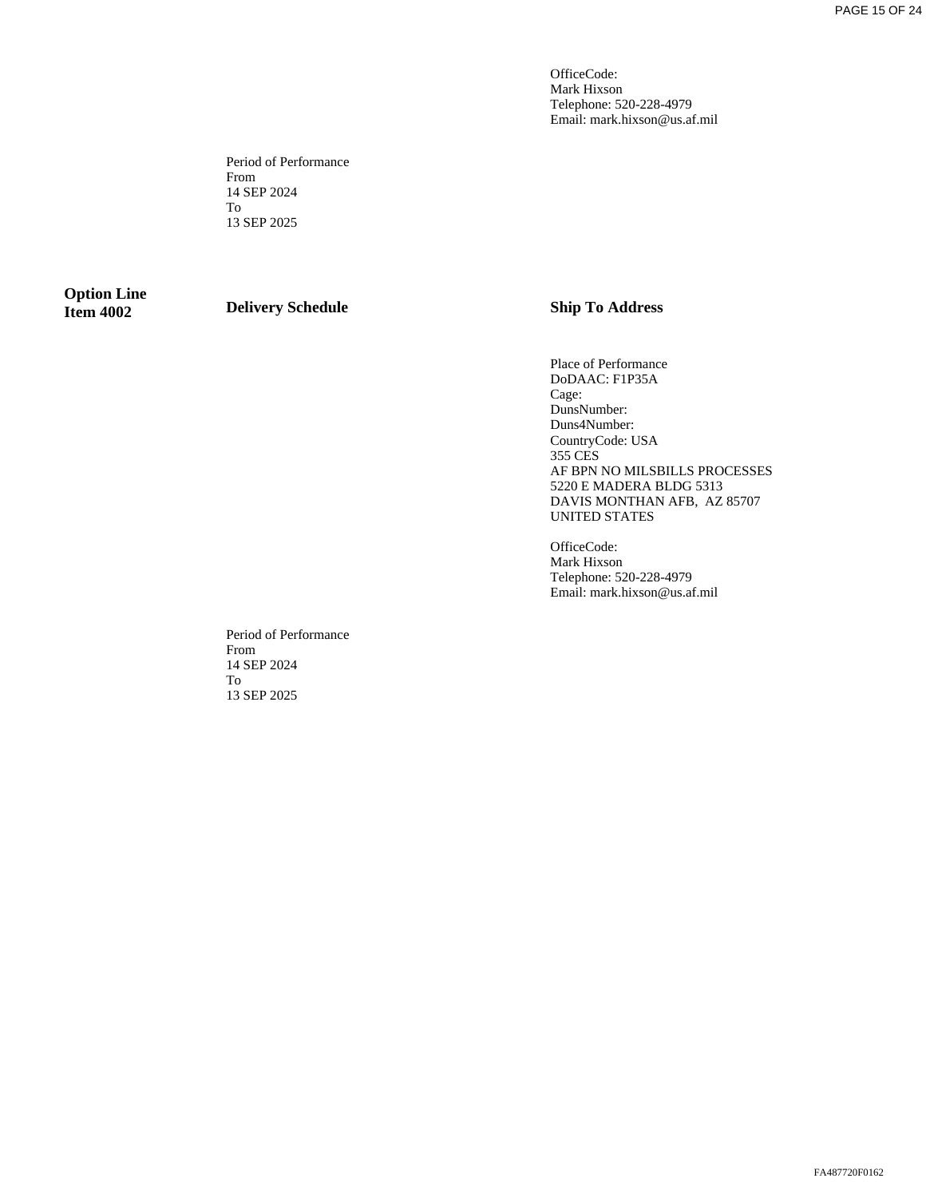OfficeCode:
Mark Hixson
Telephone: 520-228-4979
Email: mark.hixson@us.af.mil

Period of Performance
From
14 SEP 2024
To
13 SEP 2025

| **Option Line Item 4002** | **Delivery Schedule** | **Ship To Address** |
|---|---|---|
| | | Place of Performance<br>DoDAAC: F1P35A<br>Cage:<br>DunsNumber:<br>Duns4Number:<br>CountryCode: USA<br>355 CES<br>AF BPN NO MILSBILLS PROCESSES<br>5220 E MADERA BLDG 5313<br>DAVIS MONTHAN AFB, AZ 85707<br>UNITED STATES<br><br>OfficeCode:<br>Mark Hixson<br>Telephone: 520-228-4979<br>Email: mark.hixson@us.af.mil |
| | Period of Performance<br>From<br>14 SEP 2024<br>To<br>13 SEP 2025 | |

FA487720F0162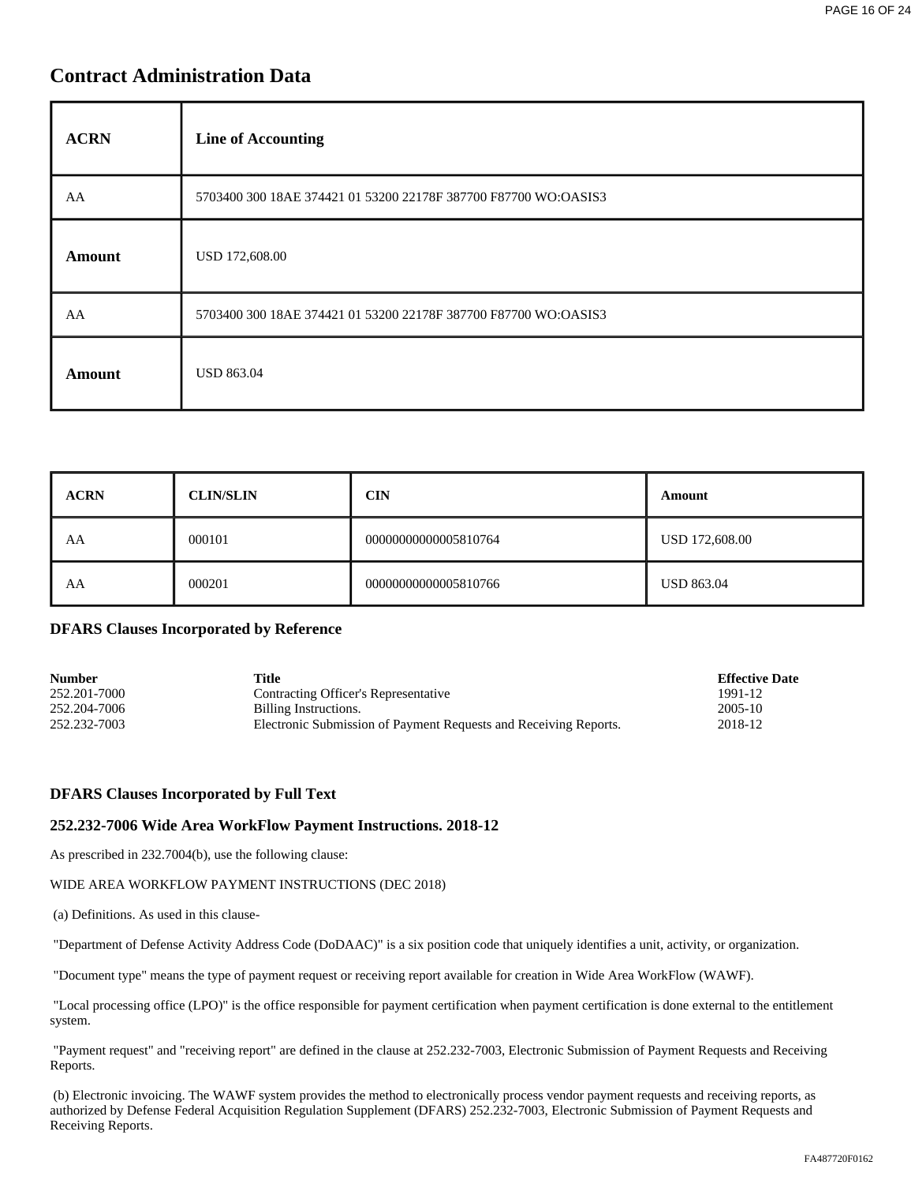## Contract Administration Data

| ACRN | Line of Accounting |
| --- | --- |
| AA | 5703400 300 18AE 374421 01 53200 22178F 387700 F87700 WO:OASIS3 |
| **Amount** | USD 172,608.00 |
| AA | 5703400 300 18AE 374421 01 53200 22178F 387700 F87700 WO:OASIS3 |
| **Amount** | USD 863.04 |

| ACRN | CLIN/SLIN | CIN | Amount |
| --- | --- | --- | --- |
| AA | 000101 | 000000000000005810764 | USD 172,608.00 |
| AA | 000201 | 000000000000005810766 | USD 863.04 |

### DFARS Clauses Incorporated by Reference

| Number | Title | Effective Date |
| --- | --- | --- |
| 252.201-7000 | Contracting Officer's Representative | 1991-12 |
| 252.204-7006 | Billing Instructions. | 2005-10 |
| 252.232-7003 | Electronic Submission of Payment Requests and Receiving Reports. | 2018-12 |

### DFARS Clauses Incorporated by Full Text

### 252.232-7006 Wide Area WorkFlow Payment Instructions. 2018-12

As prescribed in 232.7004(b), use the following clause:

WIDE AREA WORKFLOW PAYMENT INSTRUCTIONS (DEC 2018)

(a) Definitions. As used in this clause-

"Department of Defense Activity Address Code (DoDAAC)" is a six position code that uniquely identifies a unit, activity, or organization.

"Document type" means the type of payment request or receiving report available for creation in Wide Area WorkFlow (WAWF).

"Local processing office (LPO)" is the office responsible for payment certification when payment certification is done external to the entitlement system.

"Payment request" and "receiving report" are defined in the clause at 252.232-7003, Electronic Submission of Payment Requests and Receiving Reports.

(b) Electronic invoicing. The WAWF system provides the method to electronically process vendor payment requests and receiving reports, as authorized by Defense Federal Acquisition Regulation Supplement (DFARS) 252.232-7003, Electronic Submission of Payment Requests and Receiving Reports.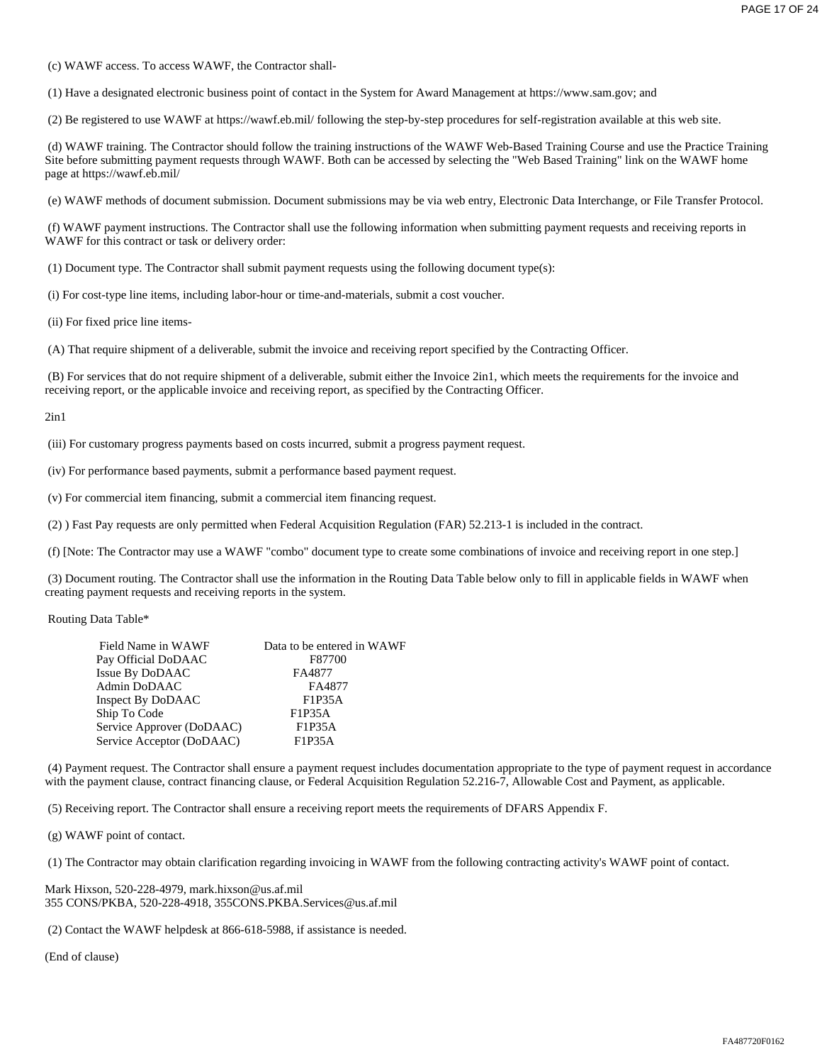(c) WAWF access. To access WAWF, the Contractor shall-

(1) Have a designated electronic business point of contact in the System for Award Management at https://www.sam.gov; and

(2) Be registered to use WAWF at https://wawf.eb.mil/ following the step-by-step procedures for self-registration available at this web site.

(d) WAWF training. The Contractor should follow the training instructions of the WAWF Web-Based Training Course and use the Practice Training Site before submitting payment requests through WAWF. Both can be accessed by selecting the "Web Based Training" link on the WAWF home page at https://wawf.eb.mil/

(e) WAWF methods of document submission. Document submissions may be via web entry, Electronic Data Interchange, or File Transfer Protocol.

(f) WAWF payment instructions. The Contractor shall use the following information when submitting payment requests and receiving reports in WAWF for this contract or task or delivery order:

(1) Document type. The Contractor shall submit payment requests using the following document type(s):

(i) For cost-type line items, including labor-hour or time-and-materials, submit a cost voucher.

(ii) For fixed price line items-

(A) That require shipment of a deliverable, submit the invoice and receiving report specified by the Contracting Officer.

(B) For services that do not require shipment of a deliverable, submit either the Invoice 2in1, which meets the requirements for the invoice and receiving report, or the applicable invoice and receiving report, as specified by the Contracting Officer.

2in1

(iii) For customary progress payments based on costs incurred, submit a progress payment request.

(iv) For performance based payments, submit a performance based payment request.

(v) For commercial item financing, submit a commercial item financing request.

(2) ) Fast Pay requests are only permitted when Federal Acquisition Regulation (FAR) 52.213-1 is included in the contract.

(f) [Note: The Contractor may use a WAWF "combo" document type to create some combinations of invoice and receiving report in one step.]

(3) Document routing. The Contractor shall use the information in the Routing Data Table below only to fill in applicable fields in WAWF when creating payment requests and receiving reports in the system.

Routing Data Table*

| Field Name in WAWF | Data to be entered in WAWF |
|---|---|
| Pay Official DoDAAC | F87700 |
| Issue By DoDAAC | FA4877 |
| Admin DoDAAC | FA4877 |
| Inspect By DoDAAC | F1P35A |
| Ship To Code | F1P35A |
| Service Approver (DoDAAC) | F1P35A |
| Service Acceptor (DoDAAC) | F1P35A |

(4) Payment request. The Contractor shall ensure a payment request includes documentation appropriate to the type of payment request in accordance with the payment clause, contract financing clause, or Federal Acquisition Regulation 52.216-7, Allowable Cost and Payment, as applicable.

(5) Receiving report. The Contractor shall ensure a receiving report meets the requirements of DFARS Appendix F.

(g) WAWF point of contact.

(1) The Contractor may obtain clarification regarding invoicing in WAWF from the following contracting activity's WAWF point of contact.

Mark Hixson, 520-228-4979, mark.hixson@us.af.mil
355 CONS/PKBA, 520-228-4918, 355CONS.PKBA.Services@us.af.mil

(2) Contact the WAWF helpdesk at 866-618-5988, if assistance is needed.

(End of clause)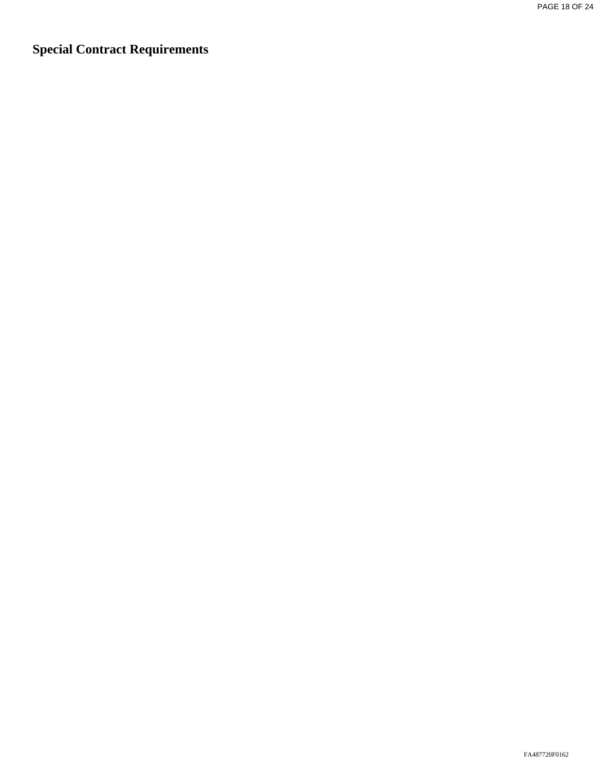# Special Contract Requirements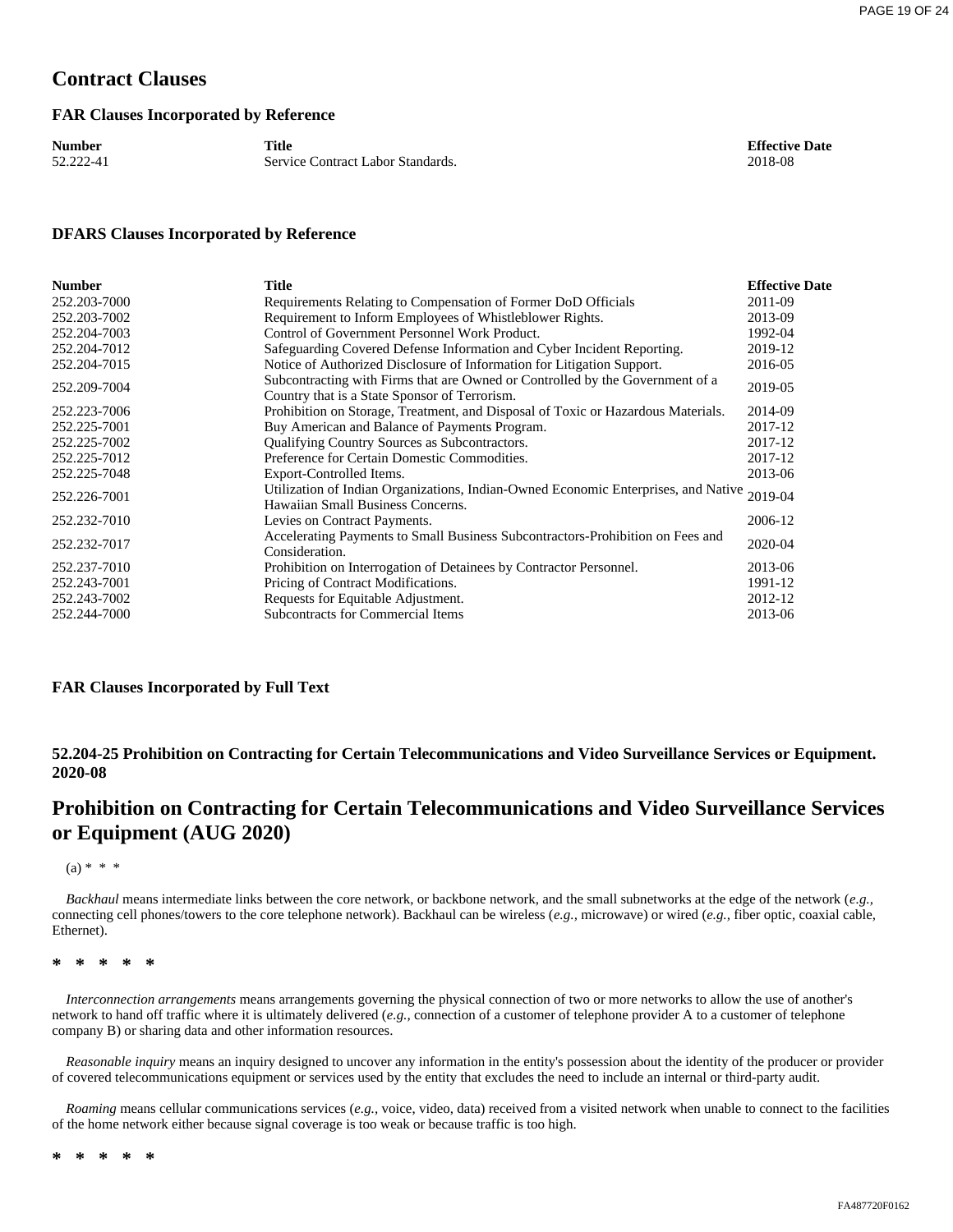# Contract Clauses

## FAR Clauses Incorporated by Reference

| Number | Title | Effective Date |
|---|---|---|
| 52.222-41 | Service Contract Labor Standards. | 2018-08 |

## DFARS Clauses Incorporated by Reference

| Number | Title | Effective Date |
|---|---|---|
| 252.203-7000 | Requirements Relating to Compensation of Former DoD Officials | 2011-09 |
| 252.203-7002 | Requirement to Inform Employees of Whistleblower Rights. | 2013-09 |
| 252.204-7003 | Control of Government Personnel Work Product. | 1992-04 |
| 252.204-7012 | Safeguarding Covered Defense Information and Cyber Incident Reporting. | 2019-12 |
| 252.204-7015 | Notice of Authorized Disclosure of Information for Litigation Support. | 2016-05 |
| 252.209-7004 | Subcontracting with Firms that are Owned or Controlled by the Government of a Country that is a State Sponsor of Terrorism. | 2019-05 |
| 252.223-7006 | Prohibition on Storage, Treatment, and Disposal of Toxic or Hazardous Materials. | 2014-09 |
| 252.225-7001 | Buy American and Balance of Payments Program. | 2017-12 |
| 252.225-7002 | Qualifying Country Sources as Subcontractors. | 2017-12 |
| 252.225-7012 | Preference for Certain Domestic Commodities. | 2017-12 |
| 252.225-7048 | Export-Controlled Items. | 2013-06 |
| 252.226-7001 | Utilization of Indian Organizations, Indian-Owned Economic Enterprises, and Native Hawaiian Small Business Concerns. | 2019-04 |
| 252.232-7010 | Levies on Contract Payments. | 2006-12 |
| 252.232-7017 | Accelerating Payments to Small Business Subcontractors-Prohibition on Fees and Consideration. | 2020-04 |
| 252.237-7010 | Prohibition on Interrogation of Detainees by Contractor Personnel. | 2013-06 |
| 252.243-7001 | Pricing of Contract Modifications. | 1991-12 |
| 252.243-7002 | Requests for Equitable Adjustment. | 2012-12 |
| 252.244-7000 | Subcontracts for Commercial Items | 2013-06 |

## FAR Clauses Incorporated by Full Text

### 52.204-25 Prohibition on Contracting for Certain Telecommunications and Video Surveillance Services or Equipment. 2020-08

# Prohibition on Contracting for Certain Telecommunications and Video Surveillance Services or Equipment (AUG 2020)

(a) * * *

*Backhaul* means intermediate links between the core network, or backbone network, and the small subnetworks at the edge of the network (*e.g.,* connecting cell phones/towers to the core telephone network). Backhaul can be wireless (*e.g.,* microwave) or wired (*e.g.,* fiber optic, coaxial cable, Ethernet).

\* \* \* \* \*

*Interconnection arrangements* means arrangements governing the physical connection of two or more networks to allow the use of another's network to hand off traffic where it is ultimately delivered (*e.g.,* connection of a customer of telephone provider A to a customer of telephone company B) or sharing data and other information resources.

*Reasonable inquiry* means an inquiry designed to uncover any information in the entity's possession about the identity of the producer or provider of covered telecommunications equipment or services used by the entity that excludes the need to include an internal or third-party audit.

*Roaming* means cellular communications services (*e.g.,* voice, video, data) received from a visited network when unable to connect to the facilities of the home network either because signal coverage is too weak or because traffic is too high.

\* \* \* \* \*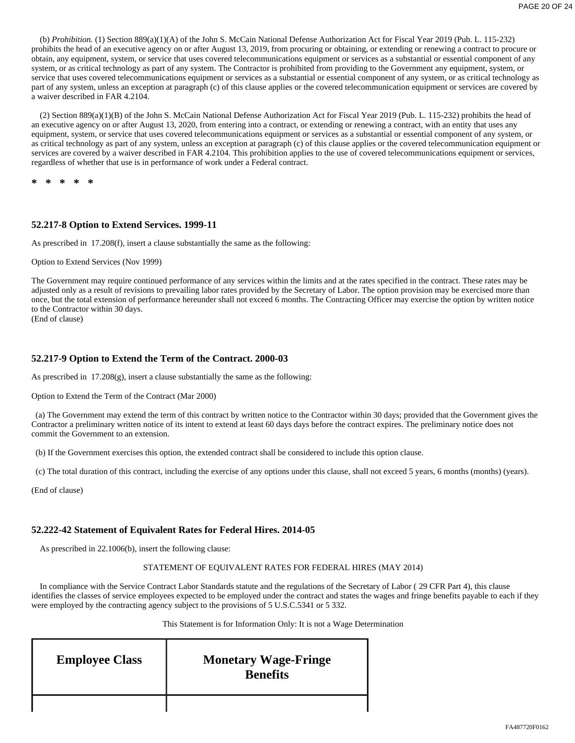(b) *Prohibition.* (1) Section 889(a)(1)(A) of the John S. McCain National Defense Authorization Act for Fiscal Year 2019 (Pub. L. 115-232) prohibits the head of an executive agency on or after August 13, 2019, from procuring or obtaining, or extending or renewing a contract to procure or obtain, any equipment, system, or service that uses covered telecommunications equipment or services as a substantial or essential component of any system, or as critical technology as part of any system. The Contractor is prohibited from providing to the Government any equipment, system, or service that uses covered telecommunications equipment or services as a substantial or essential component of any system, or as critical technology as part of any system, unless an exception at paragraph (c) of this clause applies or the covered telecommunication equipment or services are covered by a waiver described in FAR 4.2104.

(2) Section 889(a)(1)(B) of the John S. McCain National Defense Authorization Act for Fiscal Year 2019 (Pub. L. 115-232) prohibits the head of an executive agency on or after August 13, 2020, from entering into a contract, or extending or renewing a contract, with an entity that uses any equipment, system, or service that uses covered telecommunications equipment or services as a substantial or essential component of any system, or as critical technology as part of any system, unless an exception at paragraph (c) of this clause applies or the covered telecommunication equipment or services are covered by a waiver described in FAR 4.2104. This prohibition applies to the use of covered telecommunications equipment or services, regardless of whether that use is in performance of work under a Federal contract.

**\* \* \* \* \***

### 52.217-8 Option to Extend Services. 1999-11

As prescribed in 17.208(f), insert a clause substantially the same as the following:

Option to Extend Services (Nov 1999)

The Government may require continued performance of any services within the limits and at the rates specified in the contract. These rates may be adjusted only as a result of revisions to prevailing labor rates provided by the Secretary of Labor. The option provision may be exercised more than once, but the total extension of performance hereunder shall not exceed 6 months. The Contracting Officer may exercise the option by written notice to the Contractor within 30 days.
(End of clause)

### 52.217-9 Option to Extend the Term of the Contract. 2000-03

As prescribed in 17.208(g), insert a clause substantially the same as the following:

Option to Extend the Term of the Contract (Mar 2000)

(a) The Government may extend the term of this contract by written notice to the Contractor within 30 days; provided that the Government gives the Contractor a preliminary written notice of its intent to extend at least 60 days days before the contract expires. The preliminary notice does not commit the Government to an extension.

(b) If the Government exercises this option, the extended contract shall be considered to include this option clause.

(c) The total duration of this contract, including the exercise of any options under this clause, shall not exceed 5 years, 6 months (months) (years).

(End of clause)

### 52.222-42 Statement of Equivalent Rates for Federal Hires. 2014-05

As prescribed in 22.1006(b), insert the following clause:

STATEMENT OF EQUIVALENT RATES FOR FEDERAL HIRES (MAY 2014)

In compliance with the Service Contract Labor Standards statute and the regulations of the Secretary of Labor ( 29 CFR Part 4), this clause identifies the classes of service employees expected to be employed under the contract and states the wages and fringe benefits payable to each if they were employed by the contracting agency subject to the provisions of 5 U.S.C.5341 or 5 332.

This Statement is for Information Only: It is not a Wage Determination

| Employee Class | Monetary Wage-Fringe Benefits |
|---|---|
| | |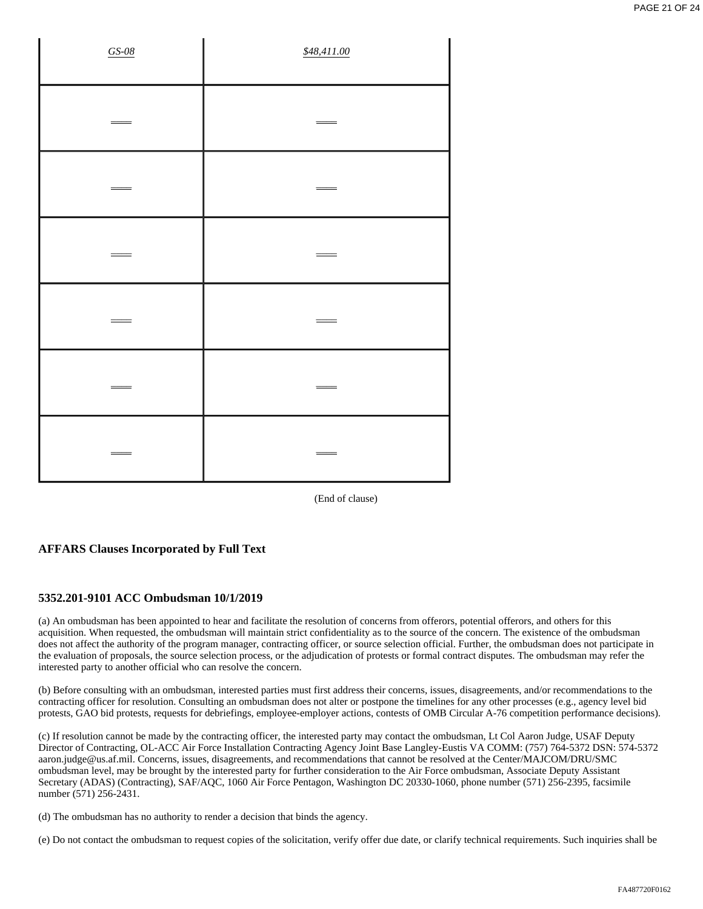| *GS-08* | *$48,411.00* |
|---|---|
| ____ | ____ |
| ____ | ____ |
| ____ | ____ |
| ____ | ____ |
| ____ | ____ |
| ____ | ____ |

(End of clause)

### AFFARS Clauses Incorporated by Full Text

### 5352.201-9101 ACC Ombudsman 10/1/2019

(a) An ombudsman has been appointed to hear and facilitate the resolution of concerns from offerors, potential offerors, and others for this acquisition. When requested, the ombudsman will maintain strict confidentiality as to the source of the concern. The existence of the ombudsman does not affect the authority of the program manager, contracting officer, or source selection official. Further, the ombudsman does not participate in the evaluation of proposals, the source selection process, or the adjudication of protests or formal contract disputes. The ombudsman may refer the interested party to another official who can resolve the concern.

(b) Before consulting with an ombudsman, interested parties must first address their concerns, issues, disagreements, and/or recommendations to the contracting officer for resolution. Consulting an ombudsman does not alter or postpone the timelines for any other processes (e.g., agency level bid protests, GAO bid protests, requests for debriefings, employee-employer actions, contests of OMB Circular A-76 competition performance decisions).

(c) If resolution cannot be made by the contracting officer, the interested party may contact the ombudsman, Lt Col Aaron Judge, USAF Deputy Director of Contracting, OL-ACC Air Force Installation Contracting Agency Joint Base Langley-Eustis VA COMM: (757) 764-5372 DSN: 574-5372 aaron.judge@us.af.mil. Concerns, issues, disagreements, and recommendations that cannot be resolved at the Center/MAJCOM/DRU/SMC ombudsman level, may be brought by the interested party for further consideration to the Air Force ombudsman, Associate Deputy Assistant Secretary (ADAS) (Contracting), SAF/AQC, 1060 Air Force Pentagon, Washington DC 20330-1060, phone number (571) 256-2395, facsimile number (571) 256-2431.

(d) The ombudsman has no authority to render a decision that binds the agency.

(e) Do not contact the ombudsman to request copies of the solicitation, verify offer due date, or clarify technical requirements. Such inquiries shall be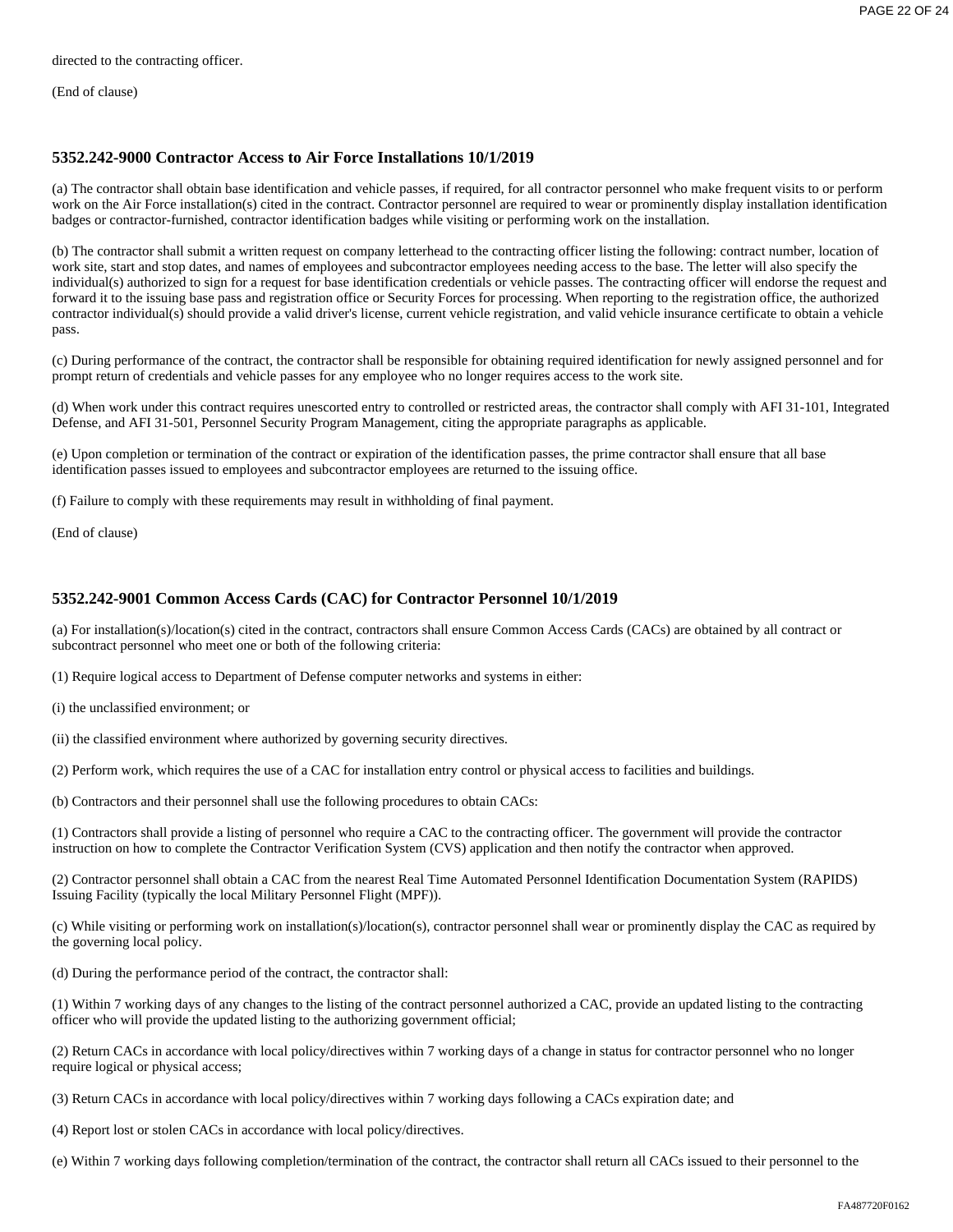directed to the contracting officer.

(End of clause)

### 5352.242-9000 Contractor Access to Air Force Installations 10/1/2019

(a) The contractor shall obtain base identification and vehicle passes, if required, for all contractor personnel who make frequent visits to or perform work on the Air Force installation(s) cited in the contract. Contractor personnel are required to wear or prominently display installation identification badges or contractor-furnished, contractor identification badges while visiting or performing work on the installation.

(b) The contractor shall submit a written request on company letterhead to the contracting officer listing the following: contract number, location of work site, start and stop dates, and names of employees and subcontractor employees needing access to the base. The letter will also specify the individual(s) authorized to sign for a request for base identification credentials or vehicle passes. The contracting officer will endorse the request and forward it to the issuing base pass and registration office or Security Forces for processing. When reporting to the registration office, the authorized contractor individual(s) should provide a valid driver's license, current vehicle registration, and valid vehicle insurance certificate to obtain a vehicle pass.

(c) During performance of the contract, the contractor shall be responsible for obtaining required identification for newly assigned personnel and for prompt return of credentials and vehicle passes for any employee who no longer requires access to the work site.

(d) When work under this contract requires unescorted entry to controlled or restricted areas, the contractor shall comply with AFI 31-101, Integrated Defense, and AFI 31-501, Personnel Security Program Management, citing the appropriate paragraphs as applicable.

(e) Upon completion or termination of the contract or expiration of the identification passes, the prime contractor shall ensure that all base identification passes issued to employees and subcontractor employees are returned to the issuing office.

(f) Failure to comply with these requirements may result in withholding of final payment.

(End of clause)

### 5352.242-9001 Common Access Cards (CAC) for Contractor Personnel 10/1/2019

(a) For installation(s)/location(s) cited in the contract, contractors shall ensure Common Access Cards (CACs) are obtained by all contract or subcontract personnel who meet one or both of the following criteria:

(1) Require logical access to Department of Defense computer networks and systems in either:

(i) the unclassified environment; or

(ii) the classified environment where authorized by governing security directives.

(2) Perform work, which requires the use of a CAC for installation entry control or physical access to facilities and buildings.

(b) Contractors and their personnel shall use the following procedures to obtain CACs:

(1) Contractors shall provide a listing of personnel who require a CAC to the contracting officer. The government will provide the contractor instruction on how to complete the Contractor Verification System (CVS) application and then notify the contractor when approved.

(2) Contractor personnel shall obtain a CAC from the nearest Real Time Automated Personnel Identification Documentation System (RAPIDS) Issuing Facility (typically the local Military Personnel Flight (MPF)).

(c) While visiting or performing work on installation(s)/location(s), contractor personnel shall wear or prominently display the CAC as required by the governing local policy.

(d) During the performance period of the contract, the contractor shall:

(1) Within 7 working days of any changes to the listing of the contract personnel authorized a CAC, provide an updated listing to the contracting officer who will provide the updated listing to the authorizing government official;

(2) Return CACs in accordance with local policy/directives within 7 working days of a change in status for contractor personnel who no longer require logical or physical access;

(3) Return CACs in accordance with local policy/directives within 7 working days following a CACs expiration date; and

(4) Report lost or stolen CACs in accordance with local policy/directives.

(e) Within 7 working days following completion/termination of the contract, the contractor shall return all CACs issued to their personnel to the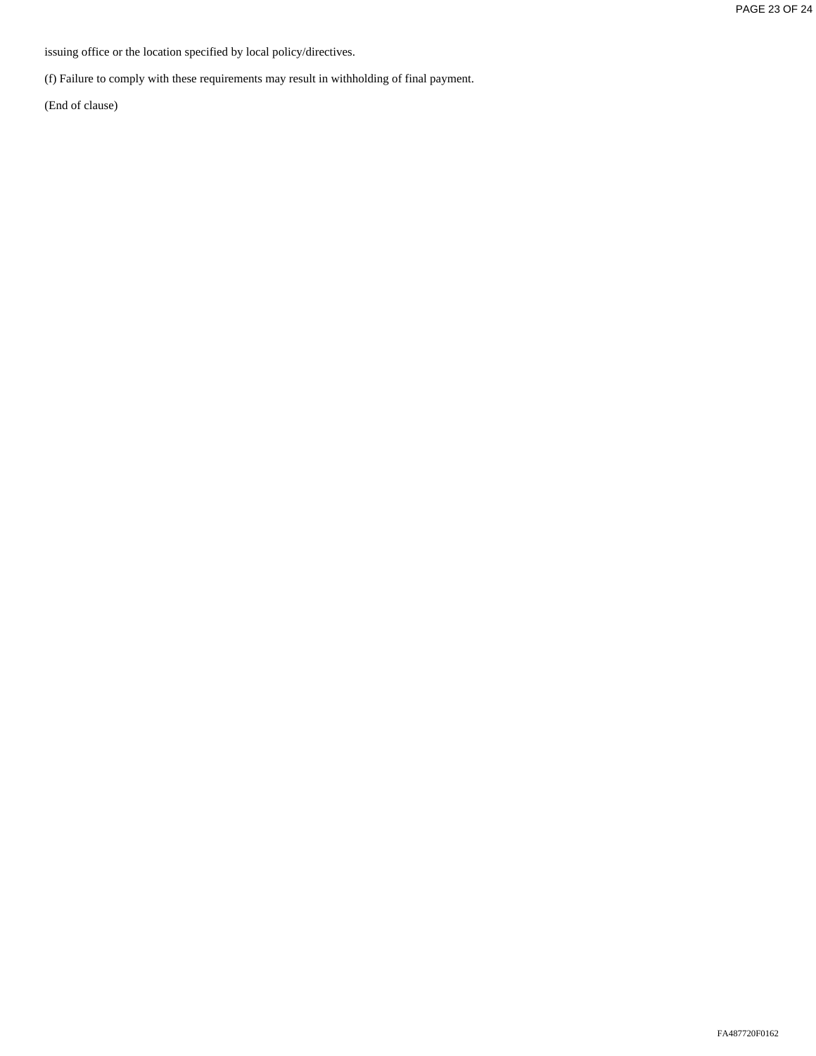issuing office or the location specified by local policy/directives.

(f) Failure to comply with these requirements may result in withholding of final payment.

(End of clause)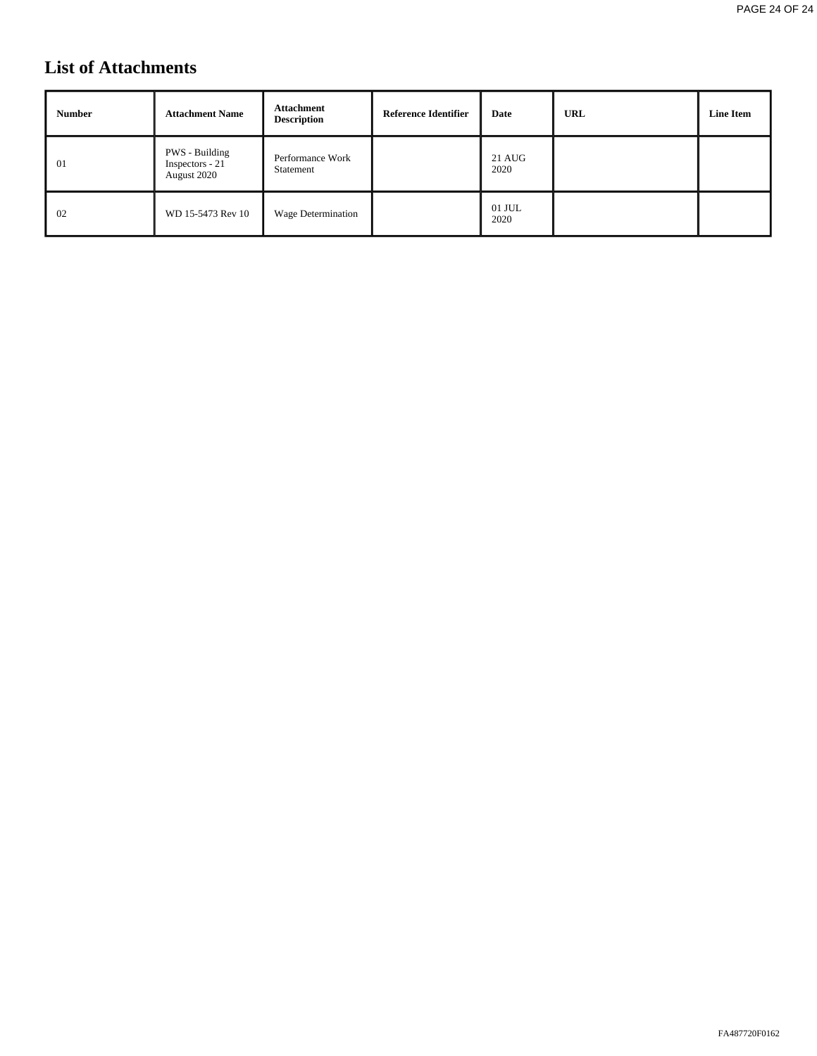# List of Attachments

| Number | Attachment Name | Attachment Description | Reference Identifier | Date | URL | Line Item |
|---|---|---|---|---|---|---|
| 01 | PWS - Building Inspectors - 21 August 2020 | Performance Work Statement | | 21 AUG 2020 | | |
| 02 | WD 15-5473 Rev 10 | Wage Determination | | 01 JUL 2020 | | |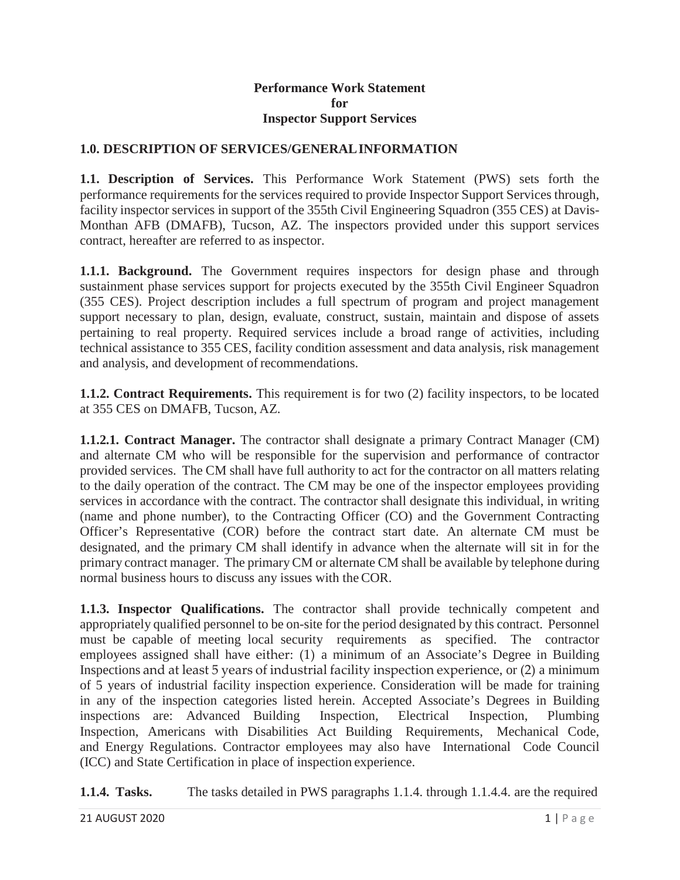**Performance Work Statement**
**for**
**Inspector Support Services**

## 1.0. DESCRIPTION OF SERVICES/GENERAL INFORMATION

**1.1. Description of Services.** This Performance Work Statement (PWS) sets forth the performance requirements for the services required to provide Inspector Support Services through, facility inspector services in support of the 355th Civil Engineering Squadron (355 CES) at Davis-Monthan AFB (DMAFB), Tucson, AZ. The inspectors provided under this support services contract, hereafter are referred to as inspector.

**1.1.1. Background.** The Government requires inspectors for design phase and through sustainment phase services support for projects executed by the 355th Civil Engineer Squadron (355 CES). Project description includes a full spectrum of program and project management support necessary to plan, design, evaluate, construct, sustain, maintain and dispose of assets pertaining to real property. Required services include a broad range of activities, including technical assistance to 355 CES, facility condition assessment and data analysis, risk management and analysis, and development of recommendations.

**1.1.2. Contract Requirements.** This requirement is for two (2) facility inspectors, to be located at 355 CES on DMAFB, Tucson, AZ.

**1.1.2.1. Contract Manager.** The contractor shall designate a primary Contract Manager (CM) and alternate CM who will be responsible for the supervision and performance of contractor provided services. The CM shall have full authority to act for the contractor on all matters relating to the daily operation of the contract. The CM may be one of the inspector employees providing services in accordance with the contract. The contractor shall designate this individual, in writing (name and phone number), to the Contracting Officer (CO) and the Government Contracting Officer's Representative (COR) before the contract start date. An alternate CM must be designated, and the primary CM shall identify in advance when the alternate will sit in for the primary contract manager. The primary CM or alternate CM shall be available by telephone during normal business hours to discuss any issues with the COR.

**1.1.3. Inspector Qualifications.** The contractor shall provide technically competent and appropriately qualified personnel to be on-site for the period designated by this contract. Personnel must be capable of meeting local security requirements as specified. The contractor employees assigned shall have either: (1) a minimum of an Associate's Degree in Building Inspections and at least 5 years of industrial facility inspection experience, or (2) a minimum of 5 years of industrial facility inspection experience. Consideration will be made for training in any of the inspection categories listed herein. Accepted Associate's Degrees in Building inspections are: Advanced Building Inspection, Electrical Inspection, Plumbing Inspection, Americans with Disabilities Act Building Requirements, Mechanical Code, and Energy Regulations. Contractor employees may also have International Code Council (ICC) and State Certification in place of inspection experience.

**1.1.4. Tasks.** The tasks detailed in PWS paragraphs 1.1.4. through 1.1.4.4. are the required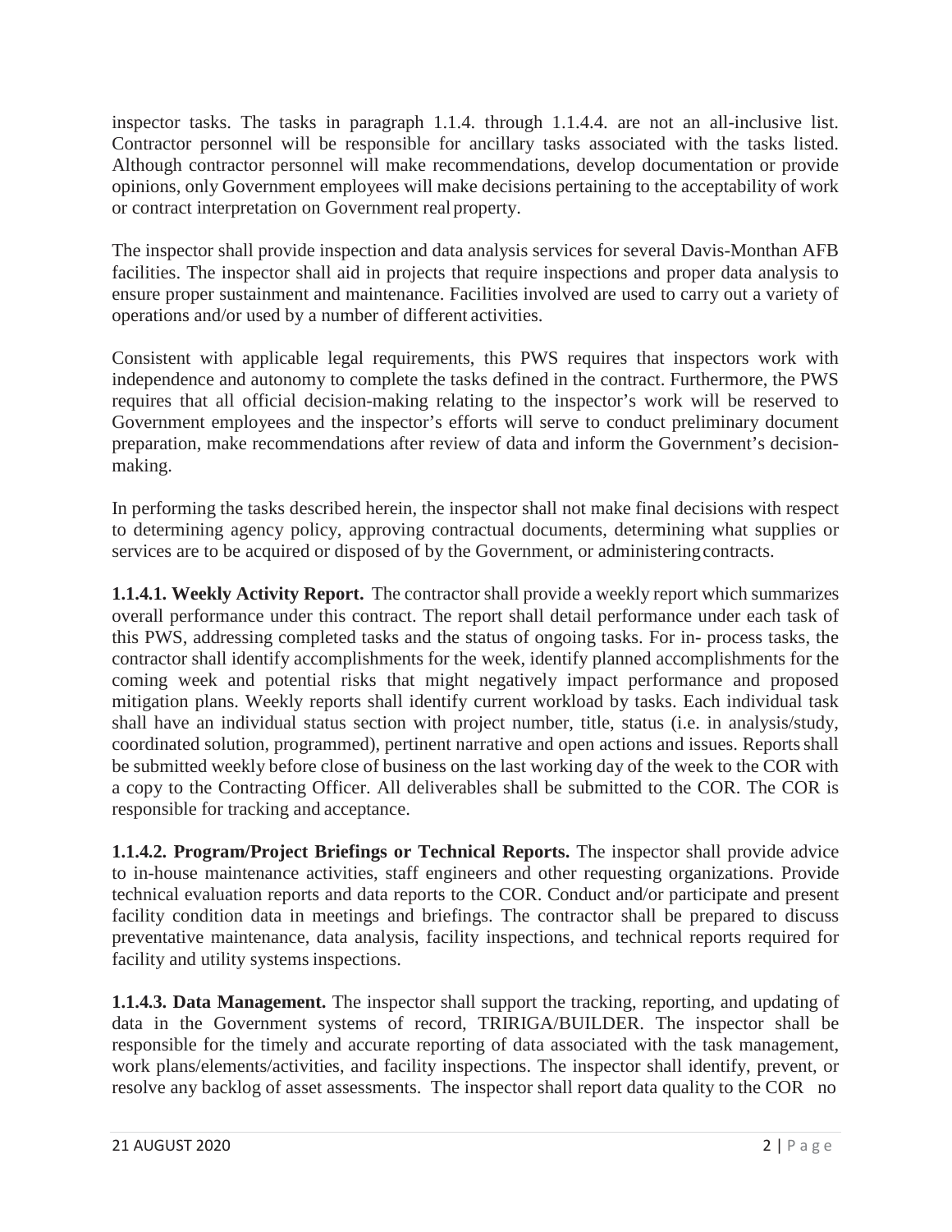inspector tasks. The tasks in paragraph 1.1.4. through 1.1.4.4. are not an all-inclusive list. Contractor personnel will be responsible for ancillary tasks associated with the tasks listed. Although contractor personnel will make recommendations, develop documentation or provide opinions, only Government employees will make decisions pertaining to the acceptability of work or contract interpretation on Government real property.

The inspector shall provide inspection and data analysis services for several Davis-Monthan AFB facilities. The inspector shall aid in projects that require inspections and proper data analysis to ensure proper sustainment and maintenance. Facilities involved are used to carry out a variety of operations and/or used by a number of different activities.

Consistent with applicable legal requirements, this PWS requires that inspectors work with independence and autonomy to complete the tasks defined in the contract. Furthermore, the PWS requires that all official decision-making relating to the inspector's work will be reserved to Government employees and the inspector's efforts will serve to conduct preliminary document preparation, make recommendations after review of data and inform the Government's decision-making.

In performing the tasks described herein, the inspector shall not make final decisions with respect to determining agency policy, approving contractual documents, determining what supplies or services are to be acquired or disposed of by the Government, or administering contracts.

**1.1.4.1. Weekly Activity Report.** The contractor shall provide a weekly report which summarizes overall performance under this contract. The report shall detail performance under each task of this PWS, addressing completed tasks and the status of ongoing tasks. For in- process tasks, the contractor shall identify accomplishments for the week, identify planned accomplishments for the coming week and potential risks that might negatively impact performance and proposed mitigation plans. Weekly reports shall identify current workload by tasks. Each individual task shall have an individual status section with project number, title, status (i.e. in analysis/study, coordinated solution, programmed), pertinent narrative and open actions and issues. Reports shall be submitted weekly before close of business on the last working day of the week to the COR with a copy to the Contracting Officer. All deliverables shall be submitted to the COR. The COR is responsible for tracking and acceptance.

**1.1.4.2. Program/Project Briefings or Technical Reports.** The inspector shall provide advice to in-house maintenance activities, staff engineers and other requesting organizations. Provide technical evaluation reports and data reports to the COR. Conduct and/or participate and present facility condition data in meetings and briefings. The contractor shall be prepared to discuss preventative maintenance, data analysis, facility inspections, and technical reports required for facility and utility systems inspections.

**1.1.4.3. Data Management.** The inspector shall support the tracking, reporting, and updating of data in the Government systems of record, TRIRIGA/BUILDER. The inspector shall be responsible for the timely and accurate reporting of data associated with the task management, work plans/elements/activities, and facility inspections. The inspector shall identify, prevent, or resolve any backlog of asset assessments. The inspector shall report data quality to the COR no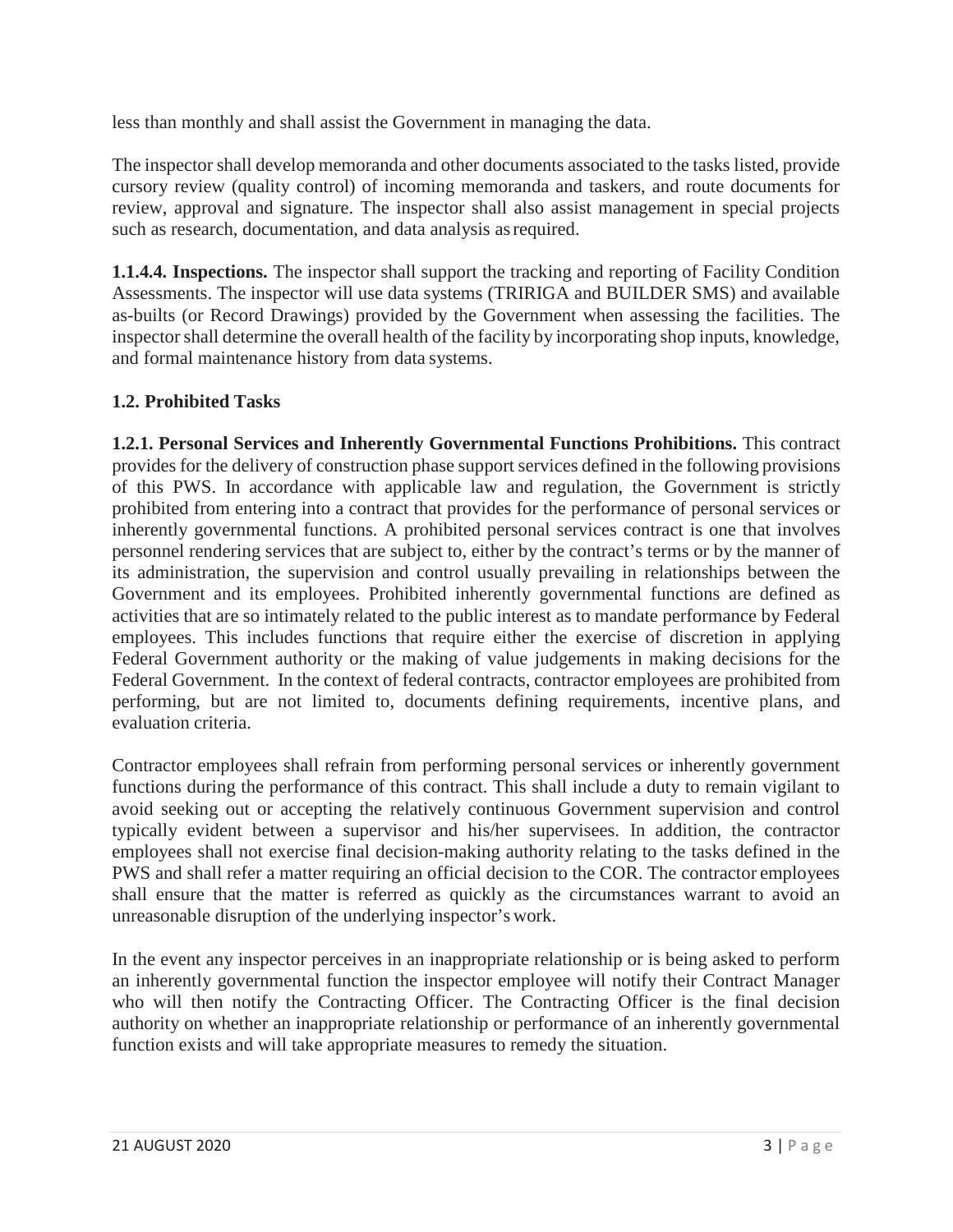less than monthly and shall assist the Government in managing the data.

The inspector shall develop memoranda and other documents associated to the tasks listed, provide cursory review (quality control) of incoming memoranda and taskers, and route documents for review, approval and signature. The inspector shall also assist management in special projects such as research, documentation, and data analysis as required.

**1.1.4.4. Inspections.** The inspector shall support the tracking and reporting of Facility Condition Assessments. The inspector will use data systems (TRIRIGA and BUILDER SMS) and available as-builts (or Record Drawings) provided by the Government when assessing the facilities. The inspector shall determine the overall health of the facility by incorporating shop inputs, knowledge, and formal maintenance history from data systems.

## 1.2. Prohibited Tasks

**1.2.1. Personal Services and Inherently Governmental Functions Prohibitions.** This contract provides for the delivery of construction phase support services defined in the following provisions of this PWS. In accordance with applicable law and regulation, the Government is strictly prohibited from entering into a contract that provides for the performance of personal services or inherently governmental functions. A prohibited personal services contract is one that involves personnel rendering services that are subject to, either by the contract's terms or by the manner of its administration, the supervision and control usually prevailing in relationships between the Government and its employees. Prohibited inherently governmental functions are defined as activities that are so intimately related to the public interest as to mandate performance by Federal employees. This includes functions that require either the exercise of discretion in applying Federal Government authority or the making of value judgements in making decisions for the Federal Government. In the context of federal contracts, contractor employees are prohibited from performing, but are not limited to, documents defining requirements, incentive plans, and evaluation criteria.

Contractor employees shall refrain from performing personal services or inherently government functions during the performance of this contract. This shall include a duty to remain vigilant to avoid seeking out or accepting the relatively continuous Government supervision and control typically evident between a supervisor and his/her supervisees. In addition, the contractor employees shall not exercise final decision-making authority relating to the tasks defined in the PWS and shall refer a matter requiring an official decision to the COR. The contractor employees shall ensure that the matter is referred as quickly as the circumstances warrant to avoid an unreasonable disruption of the underlying inspector's work.

In the event any inspector perceives in an inappropriate relationship or is being asked to perform an inherently governmental function the inspector employee will notify their Contract Manager who will then notify the Contracting Officer. The Contracting Officer is the final decision authority on whether an inappropriate relationship or performance of an inherently governmental function exists and will take appropriate measures to remedy the situation.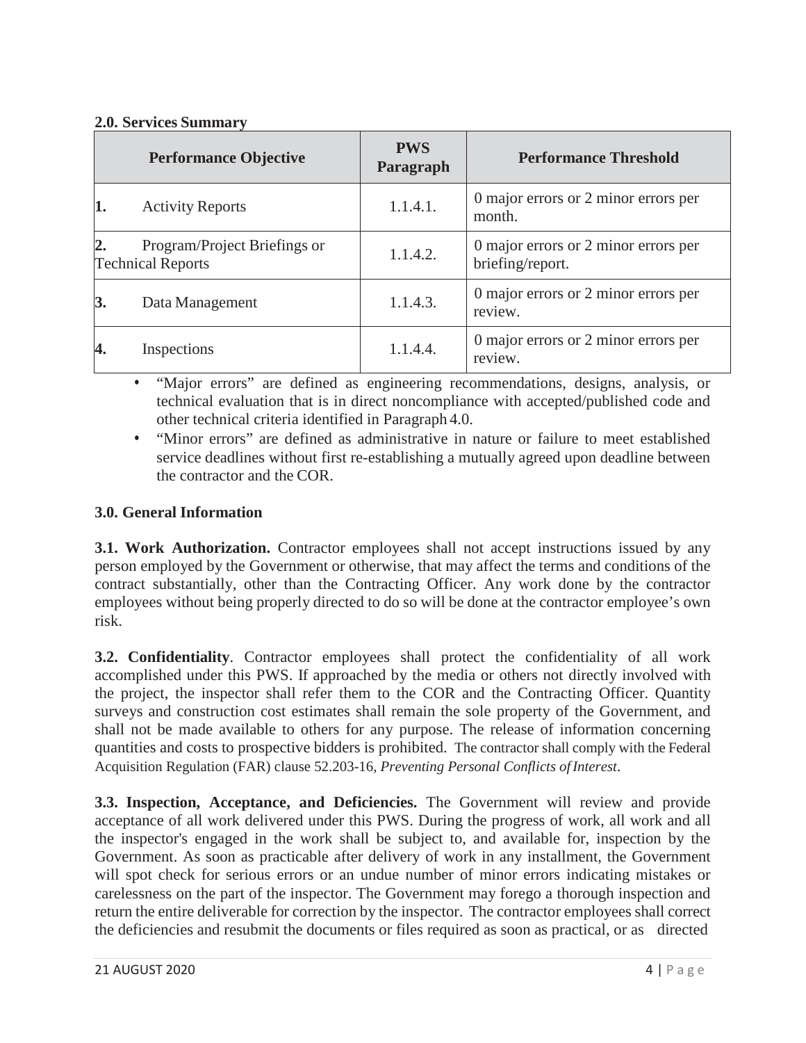**2.0. Services Summary**

| Performance Objective | PWS Paragraph | Performance Threshold |
|---|---|---|
| **1.** Activity Reports | 1.1.4.1. | 0 major errors or 2 minor errors per month. |
| **2.** Program/Project Briefings or Technical Reports | 1.1.4.2. | 0 major errors or 2 minor errors per briefing/report. |
| **3.** Data Management | 1.1.4.3. | 0 major errors or 2 minor errors per review. |
| **4.** Inspections | 1.1.4.4. | 0 major errors or 2 minor errors per review. |

- "Major errors" are defined as engineering recommendations, designs, analysis, or technical evaluation that is in direct noncompliance with accepted/published code and other technical criteria identified in Paragraph 4.0.
- "Minor errors" are defined as administrative in nature or failure to meet established service deadlines without first re-establishing a mutually agreed upon deadline between the contractor and the COR.

**3.0. General Information**

**3.1. Work Authorization.** Contractor employees shall not accept instructions issued by any person employed by the Government or otherwise, that may affect the terms and conditions of the contract substantially, other than the Contracting Officer. Any work done by the contractor employees without being properly directed to do so will be done at the contractor employee's own risk.

**3.2. Confidentiality**. Contractor employees shall protect the confidentiality of all work accomplished under this PWS. If approached by the media or others not directly involved with the project, the inspector shall refer them to the COR and the Contracting Officer. Quantity surveys and construction cost estimates shall remain the sole property of the Government, and shall not be made available to others for any purpose. The release of information concerning quantities and costs to prospective bidders is prohibited. The contractor shall comply with the Federal Acquisition Regulation (FAR) clause 52.203-16, *Preventing Personal Conflicts of Interest*.

**3.3. Inspection, Acceptance, and Deficiencies.** The Government will review and provide acceptance of all work delivered under this PWS. During the progress of work, all work and all the inspector's engaged in the work shall be subject to, and available for, inspection by the Government. As soon as practicable after delivery of work in any installment, the Government will spot check for serious errors or an undue number of minor errors indicating mistakes or carelessness on the part of the inspector. The Government may forego a thorough inspection and return the entire deliverable for correction by the inspector. The contractor employees shall correct the deficiencies and resubmit the documents or files required as soon as practical, or as directed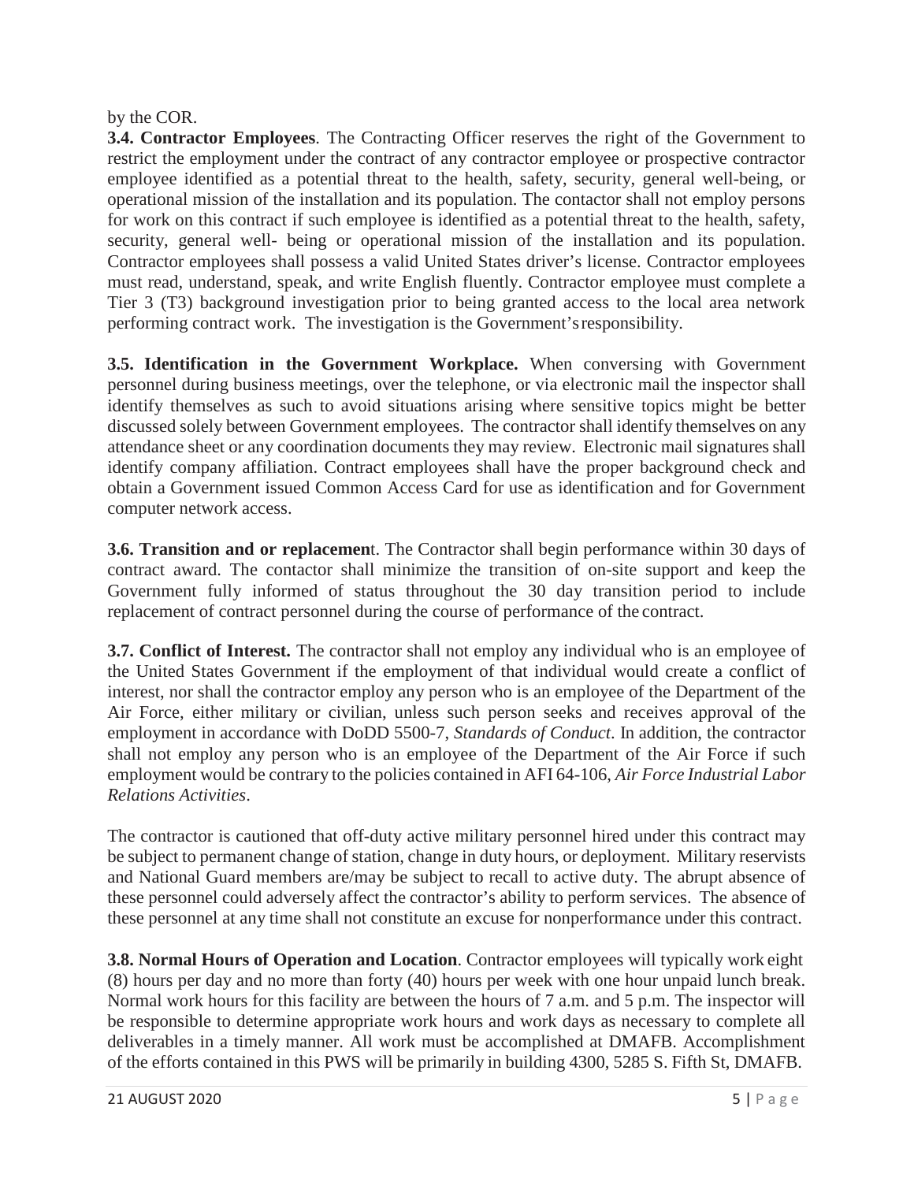by the COR.

**3.4. Contractor Employees**. The Contracting Officer reserves the right of the Government to restrict the employment under the contract of any contractor employee or prospective contractor employee identified as a potential threat to the health, safety, security, general well-being, or operational mission of the installation and its population. The contactor shall not employ persons for work on this contract if such employee is identified as a potential threat to the health, safety, security, general well- being or operational mission of the installation and its population. Contractor employees shall possess a valid United States driver's license. Contractor employees must read, understand, speak, and write English fluently. Contractor employee must complete a Tier 3 (T3) background investigation prior to being granted access to the local area network performing contract work. The investigation is the Government's responsibility.

**3.5. Identification in the Government Workplace.** When conversing with Government personnel during business meetings, over the telephone, or via electronic mail the inspector shall identify themselves as such to avoid situations arising where sensitive topics might be better discussed solely between Government employees. The contractor shall identify themselves on any attendance sheet or any coordination documents they may review. Electronic mail signatures shall identify company affiliation. Contract employees shall have the proper background check and obtain a Government issued Common Access Card for use as identification and for Government computer network access.

**3.6. Transition and or replacemen**t. The Contractor shall begin performance within 30 days of contract award. The contactor shall minimize the transition of on-site support and keep the Government fully informed of status throughout the 30 day transition period to include replacement of contract personnel during the course of performance of the contract.

**3.7. Conflict of Interest.** The contractor shall not employ any individual who is an employee of the United States Government if the employment of that individual would create a conflict of interest, nor shall the contractor employ any person who is an employee of the Department of the Air Force, either military or civilian, unless such person seeks and receives approval of the employment in accordance with DoDD 5500-7, *Standards of Conduct*. In addition, the contractor shall not employ any person who is an employee of the Department of the Air Force if such employment would be contrary to the policies contained in AFI 64-106, *Air Force Industrial Labor Relations Activities*.

The contractor is cautioned that off-duty active military personnel hired under this contract may be subject to permanent change of station, change in duty hours, or deployment. Military reservists and National Guard members are/may be subject to recall to active duty. The abrupt absence of these personnel could adversely affect the contractor's ability to perform services. The absence of these personnel at any time shall not constitute an excuse for nonperformance under this contract.

**3.8. Normal Hours of Operation and Location**. Contractor employees will typically work eight (8) hours per day and no more than forty (40) hours per week with one hour unpaid lunch break. Normal work hours for this facility are between the hours of 7 a.m. and 5 p.m. The inspector will be responsible to determine appropriate work hours and work days as necessary to complete all deliverables in a timely manner. All work must be accomplished at DMAFB. Accomplishment of the efforts contained in this PWS will be primarily in building 4300, 5285 S. Fifth St, DMAFB.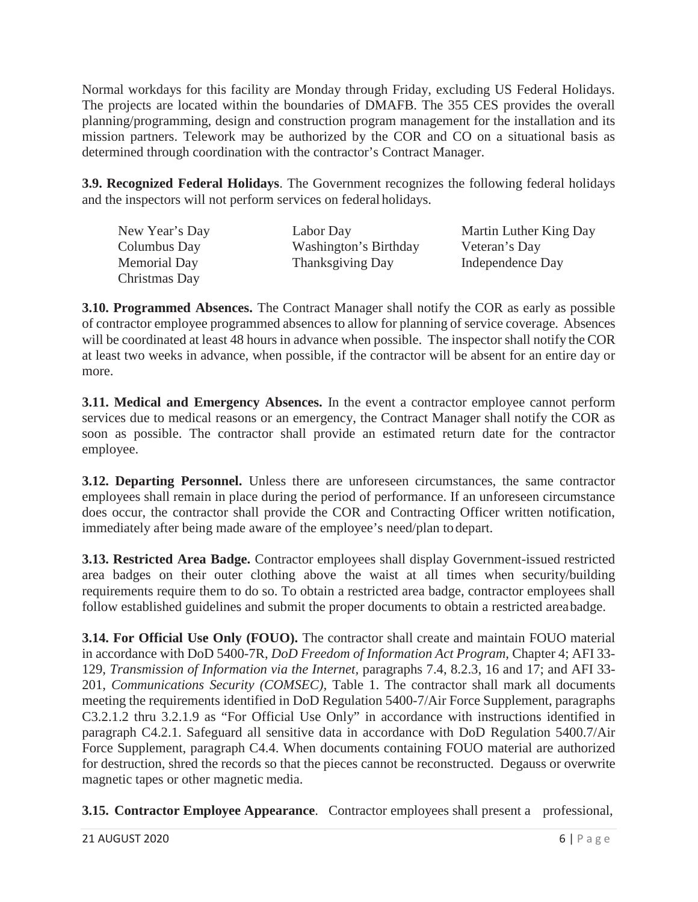Normal workdays for this facility are Monday through Friday, excluding US Federal Holidays. The projects are located within the boundaries of DMAFB. The 355 CES provides the overall planning/programming, design and construction program management for the installation and its mission partners. Telework may be authorized by the COR and CO on a situational basis as determined through coordination with the contractor's Contract Manager.

**3.9. Recognized Federal Holidays**. The Government recognizes the following federal holidays and the inspectors will not perform services on federal holidays.

| | | |
|---|---|---|
| New Year's Day | Labor Day | Martin Luther King Day |
| Columbus Day | Washington's Birthday | Veteran's Day |
| Memorial Day | Thanksgiving Day | Independence Day |
| Christmas Day | | |

**3.10. Programmed Absences.** The Contract Manager shall notify the COR as early as possible of contractor employee programmed absences to allow for planning of service coverage. Absences will be coordinated at least 48 hours in advance when possible. The inspector shall notify the COR at least two weeks in advance, when possible, if the contractor will be absent for an entire day or more.

**3.11. Medical and Emergency Absences.** In the event a contractor employee cannot perform services due to medical reasons or an emergency, the Contract Manager shall notify the COR as soon as possible. The contractor shall provide an estimated return date for the contractor employee.

**3.12. Departing Personnel.** Unless there are unforeseen circumstances, the same contractor employees shall remain in place during the period of performance. If an unforeseen circumstance does occur, the contractor shall provide the COR and Contracting Officer written notification, immediately after being made aware of the employee's need/plan to depart.

**3.13. Restricted Area Badge.** Contractor employees shall display Government-issued restricted area badges on their outer clothing above the waist at all times when security/building requirements require them to do so. To obtain a restricted area badge, contractor employees shall follow established guidelines and submit the proper documents to obtain a restricted area badge.

**3.14. For Official Use Only (FOUO).** The contractor shall create and maintain FOUO material in accordance with DoD 5400-7R, *DoD Freedom of Information Act Program*, Chapter 4; AFI 33-129, *Transmission of Information via the Internet*, paragraphs 7.4, 8.2.3, 16 and 17; and AFI 33-201, *Communications Security (COMSEC)*, Table 1. The contractor shall mark all documents meeting the requirements identified in DoD Regulation 5400-7/Air Force Supplement, paragraphs C3.2.1.2 thru 3.2.1.9 as "For Official Use Only" in accordance with instructions identified in paragraph C4.2.1. Safeguard all sensitive data in accordance with DoD Regulation 5400.7/Air Force Supplement, paragraph C4.4. When documents containing FOUO material are authorized for destruction, shred the records so that the pieces cannot be reconstructed. Degauss or overwrite magnetic tapes or other magnetic media.

**3.15. Contractor Employee Appearance**. Contractor employees shall present a professional,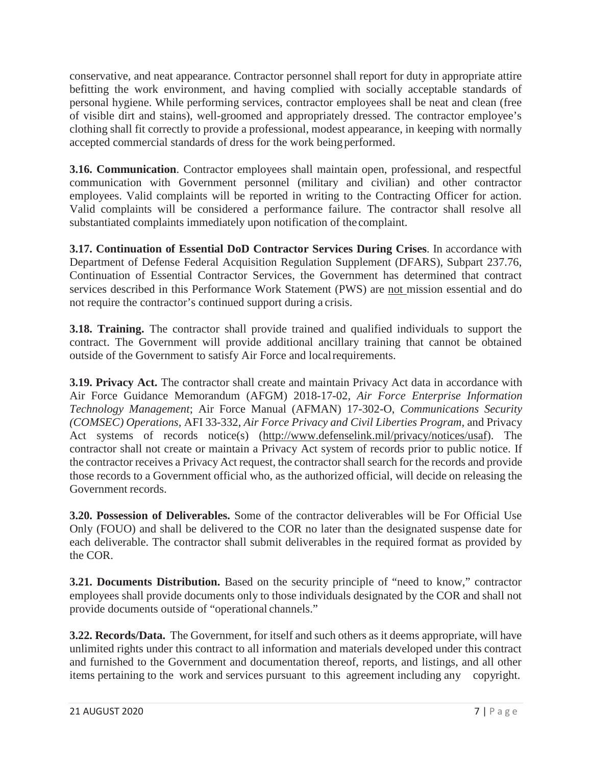conservative, and neat appearance. Contractor personnel shall report for duty in appropriate attire befitting the work environment, and having complied with socially acceptable standards of personal hygiene. While performing services, contractor employees shall be neat and clean (free of visible dirt and stains), well-groomed and appropriately dressed. The contractor employee's clothing shall fit correctly to provide a professional, modest appearance, in keeping with normally accepted commercial standards of dress for the work being performed.

**3.16. Communication**. Contractor employees shall maintain open, professional, and respectful communication with Government personnel (military and civilian) and other contractor employees. Valid complaints will be reported in writing to the Contracting Officer for action. Valid complaints will be considered a performance failure. The contractor shall resolve all substantiated complaints immediately upon notification of the complaint.

**3.17. Continuation of Essential DoD Contractor Services During Crises**. In accordance with Department of Defense Federal Acquisition Regulation Supplement (DFARS), Subpart 237.76, Continuation of Essential Contractor Services, the Government has determined that contract services described in this Performance Work Statement (PWS) are not mission essential and do not require the contractor's continued support during a crisis.

**3.18. Training.** The contractor shall provide trained and qualified individuals to support the contract. The Government will provide additional ancillary training that cannot be obtained outside of the Government to satisfy Air Force and local requirements.

**3.19. Privacy Act.** The contractor shall create and maintain Privacy Act data in accordance with Air Force Guidance Memorandum (AFGM) 2018-17-02, *Air Force Enterprise Information Technology Management*; Air Force Manual (AFMAN) 17-302-O, *Communications Security (COMSEC) Operations*, AFI 33-332, *Air Force Privacy and Civil Liberties Program*, and Privacy Act systems of records notice(s) (http://www.defenselink.mil/privacy/notices/usaf). The contractor shall not create or maintain a Privacy Act system of records prior to public notice. If the contractor receives a Privacy Act request, the contractor shall search for the records and provide those records to a Government official who, as the authorized official, will decide on releasing the Government records.

**3.20. Possession of Deliverables.** Some of the contractor deliverables will be For Official Use Only (FOUO) and shall be delivered to the COR no later than the designated suspense date for each deliverable. The contractor shall submit deliverables in the required format as provided by the COR.

**3.21. Documents Distribution.** Based on the security principle of "need to know," contractor employees shall provide documents only to those individuals designated by the COR and shall not provide documents outside of "operational channels."

**3.22. Records/Data.** The Government, for itself and such others as it deems appropriate, will have unlimited rights under this contract to all information and materials developed under this contract and furnished to the Government and documentation thereof, reports, and listings, and all other items pertaining to the work and services pursuant to this agreement including any copyright.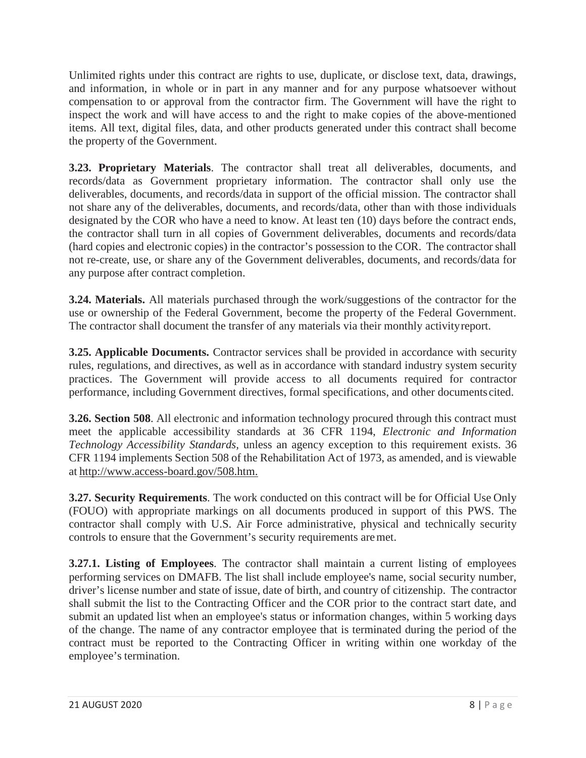Unlimited rights under this contract are rights to use, duplicate, or disclose text, data, drawings, and information, in whole or in part in any manner and for any purpose whatsoever without compensation to or approval from the contractor firm. The Government will have the right to inspect the work and will have access to and the right to make copies of the above-mentioned items. All text, digital files, data, and other products generated under this contract shall become the property of the Government.

**3.23. Proprietary Materials**. The contractor shall treat all deliverables, documents, and records/data as Government proprietary information. The contractor shall only use the deliverables, documents, and records/data in support of the official mission. The contractor shall not share any of the deliverables, documents, and records/data, other than with those individuals designated by the COR who have a need to know. At least ten (10) days before the contract ends, the contractor shall turn in all copies of Government deliverables, documents and records/data (hard copies and electronic copies) in the contractor's possession to the COR. The contractor shall not re-create, use, or share any of the Government deliverables, documents, and records/data for any purpose after contract completion.

**3.24. Materials.** All materials purchased through the work/suggestions of the contractor for the use or ownership of the Federal Government, become the property of the Federal Government. The contractor shall document the transfer of any materials via their monthly activity report.

**3.25. Applicable Documents.** Contractor services shall be provided in accordance with security rules, regulations, and directives, as well as in accordance with standard industry system security practices. The Government will provide access to all documents required for contractor performance, including Government directives, formal specifications, and other documents cited.

**3.26. Section 508**. All electronic and information technology procured through this contract must meet the applicable accessibility standards at 36 CFR 1194, *Electronic and Information Technology Accessibility Standards,* unless an agency exception to this requirement exists. 36 CFR 1194 implements Section 508 of the Rehabilitation Act of 1973, as amended, and is viewable at http://www.access-board.gov/508.htm.

**3.27. Security Requirements**. The work conducted on this contract will be for Official Use Only (FOUO) with appropriate markings on all documents produced in support of this PWS. The contractor shall comply with U.S. Air Force administrative, physical and technically security controls to ensure that the Government's security requirements are met.

**3.27.1. Listing of Employees**. The contractor shall maintain a current listing of employees performing services on DMAFB. The list shall include employee's name, social security number, driver's license number and state of issue, date of birth, and country of citizenship. The contractor shall submit the list to the Contracting Officer and the COR prior to the contract start date, and submit an updated list when an employee's status or information changes, within 5 working days of the change. The name of any contractor employee that is terminated during the period of the contract must be reported to the Contracting Officer in writing within one workday of the employee's termination.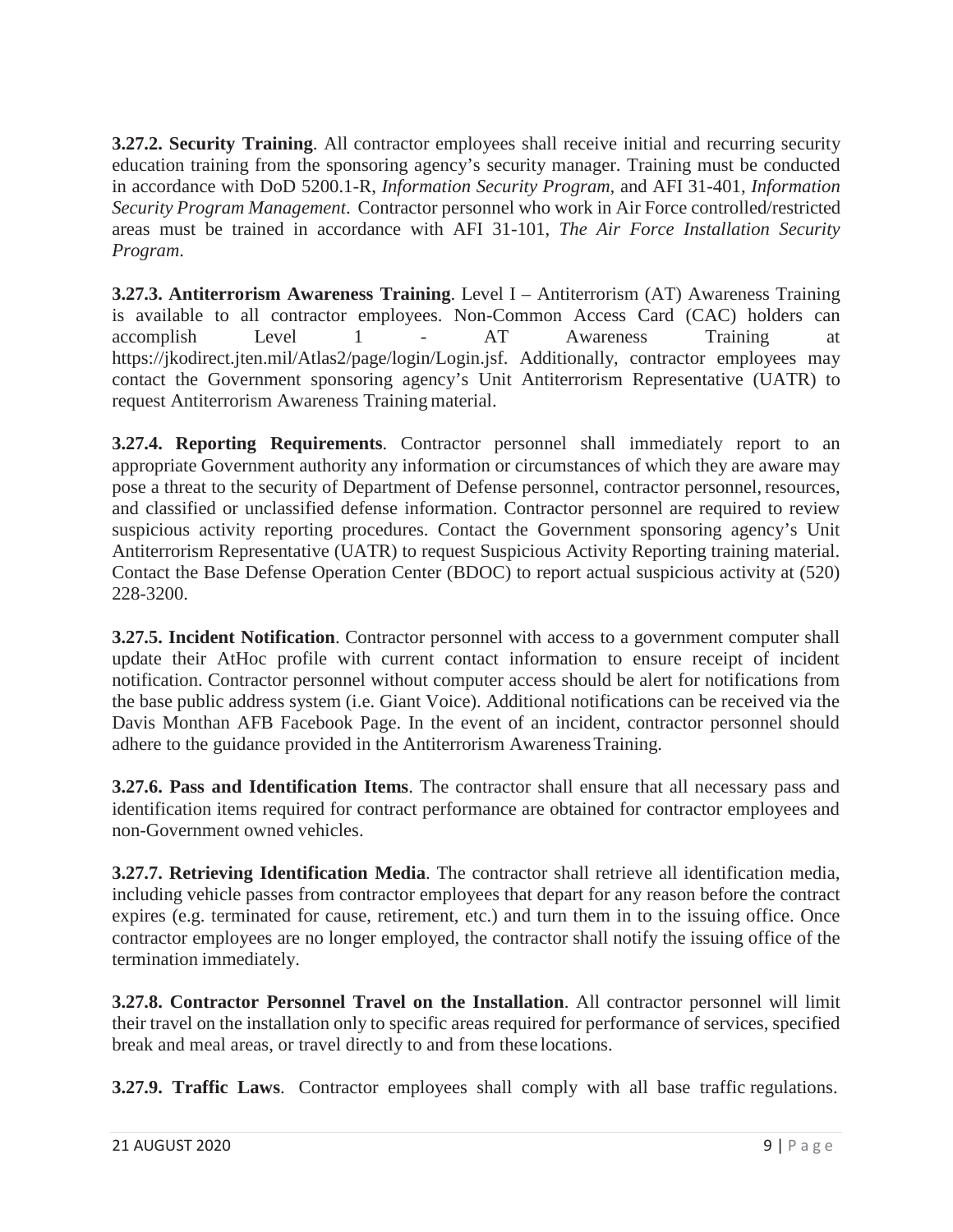**3.27.2. Security Training**. All contractor employees shall receive initial and recurring security education training from the sponsoring agency's security manager. Training must be conducted in accordance with DoD 5200.1-R, *Information Security Program,* and AFI 31-401, *Information Security Program Management.* Contractor personnel who work in Air Force controlled/restricted areas must be trained in accordance with AFI 31-101, *The Air Force Installation Security Program*.

**3.27.3. Antiterrorism Awareness Training**. Level I – Antiterrorism (AT) Awareness Training is available to all contractor employees. Non-Common Access Card (CAC) holders can accomplish Level 1 - AT Awareness Training at https://jkodirect.jten.mil/Atlas2/page/login/Login.jsf. Additionally, contractor employees may contact the Government sponsoring agency's Unit Antiterrorism Representative (UATR) to request Antiterrorism Awareness Training material.

**3.27.4. Reporting Requirements**. Contractor personnel shall immediately report to an appropriate Government authority any information or circumstances of which they are aware may pose a threat to the security of Department of Defense personnel, contractor personnel, resources, and classified or unclassified defense information. Contractor personnel are required to review suspicious activity reporting procedures. Contact the Government sponsoring agency's Unit Antiterrorism Representative (UATR) to request Suspicious Activity Reporting training material. Contact the Base Defense Operation Center (BDOC) to report actual suspicious activity at (520) 228-3200.

**3.27.5. Incident Notification**. Contractor personnel with access to a government computer shall update their AtHoc profile with current contact information to ensure receipt of incident notification. Contractor personnel without computer access should be alert for notifications from the base public address system (i.e. Giant Voice). Additional notifications can be received via the Davis Monthan AFB Facebook Page. In the event of an incident, contractor personnel should adhere to the guidance provided in the Antiterrorism Awareness Training.

**3.27.6. Pass and Identification Items**. The contractor shall ensure that all necessary pass and identification items required for contract performance are obtained for contractor employees and non-Government owned vehicles.

**3.27.7. Retrieving Identification Media**. The contractor shall retrieve all identification media, including vehicle passes from contractor employees that depart for any reason before the contract expires (e.g. terminated for cause, retirement, etc.) and turn them in to the issuing office. Once contractor employees are no longer employed, the contractor shall notify the issuing office of the termination immediately.

**3.27.8. Contractor Personnel Travel on the Installation**. All contractor personnel will limit their travel on the installation only to specific areas required for performance of services, specified break and meal areas, or travel directly to and from these locations.

**3.27.9. Traffic Laws**. Contractor employees shall comply with all base traffic regulations.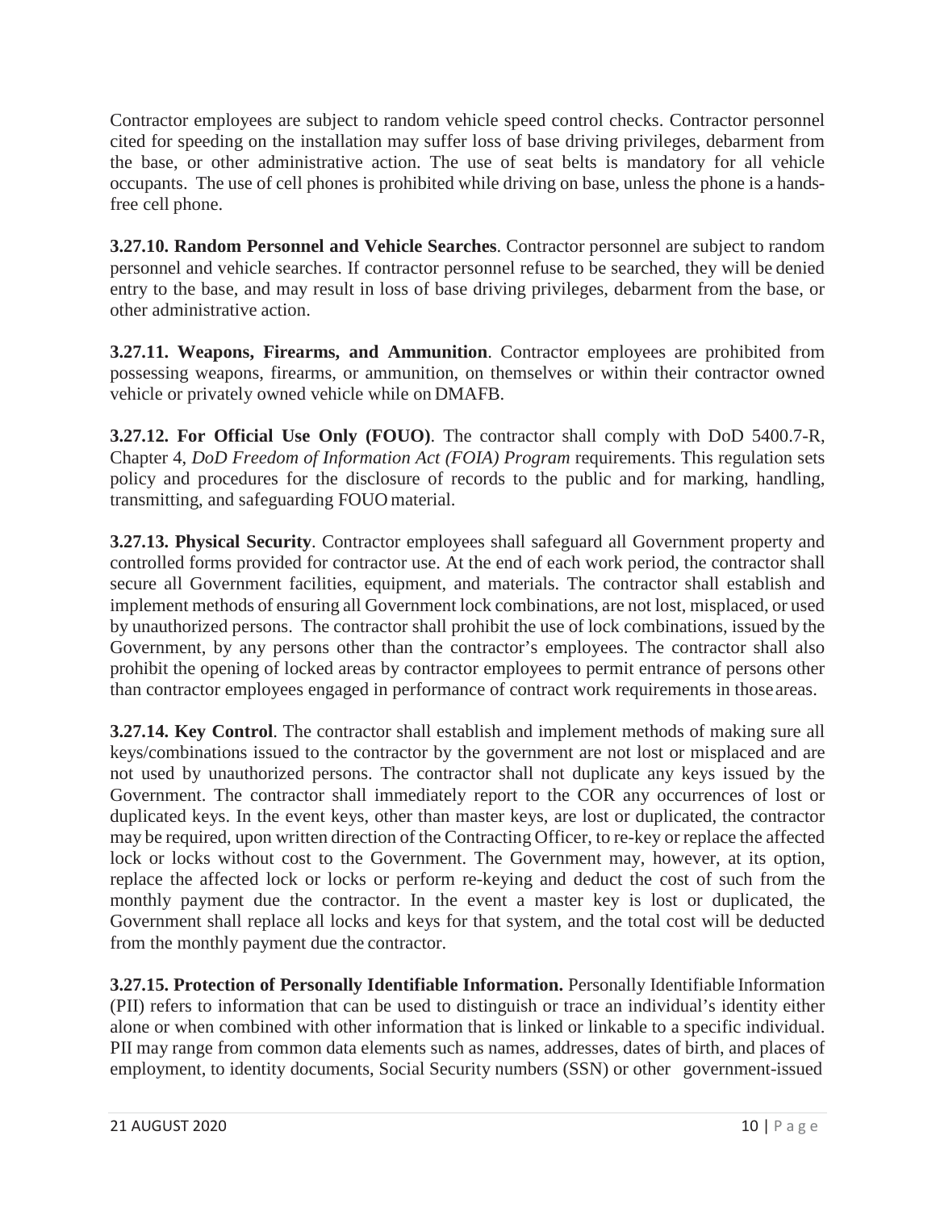Contractor employees are subject to random vehicle speed control checks. Contractor personnel cited for speeding on the installation may suffer loss of base driving privileges, debarment from the base, or other administrative action. The use of seat belts is mandatory for all vehicle occupants. The use of cell phones is prohibited while driving on base, unless the phone is a hands-free cell phone.

**3.27.10. Random Personnel and Vehicle Searches**. Contractor personnel are subject to random personnel and vehicle searches. If contractor personnel refuse to be searched, they will be denied entry to the base, and may result in loss of base driving privileges, debarment from the base, or other administrative action.

**3.27.11. Weapons, Firearms, and Ammunition**. Contractor employees are prohibited from possessing weapons, firearms, or ammunition, on themselves or within their contractor owned vehicle or privately owned vehicle while on DMAFB.

**3.27.12. For Official Use Only (FOUO)**. The contractor shall comply with DoD 5400.7-R, Chapter 4, *DoD Freedom of Information Act (FOIA) Program* requirements. This regulation sets policy and procedures for the disclosure of records to the public and for marking, handling, transmitting, and safeguarding FOUO material.

**3.27.13. Physical Security**. Contractor employees shall safeguard all Government property and controlled forms provided for contractor use. At the end of each work period, the contractor shall secure all Government facilities, equipment, and materials. The contractor shall establish and implement methods of ensuring all Government lock combinations, are not lost, misplaced, or used by unauthorized persons. The contractor shall prohibit the use of lock combinations, issued by the Government, by any persons other than the contractor's employees. The contractor shall also prohibit the opening of locked areas by contractor employees to permit entrance of persons other than contractor employees engaged in performance of contract work requirements in those areas.

**3.27.14. Key Control**. The contractor shall establish and implement methods of making sure all keys/combinations issued to the contractor by the government are not lost or misplaced and are not used by unauthorized persons. The contractor shall not duplicate any keys issued by the Government. The contractor shall immediately report to the COR any occurrences of lost or duplicated keys. In the event keys, other than master keys, are lost or duplicated, the contractor may be required, upon written direction of the Contracting Officer, to re-key or replace the affected lock or locks without cost to the Government. The Government may, however, at its option, replace the affected lock or locks or perform re-keying and deduct the cost of such from the monthly payment due the contractor. In the event a master key is lost or duplicated, the Government shall replace all locks and keys for that system, and the total cost will be deducted from the monthly payment due the contractor.

**3.27.15. Protection of Personally Identifiable Information.** Personally Identifiable Information (PII) refers to information that can be used to distinguish or trace an individual's identity either alone or when combined with other information that is linked or linkable to a specific individual. PII may range from common data elements such as names, addresses, dates of birth, and places of employment, to identity documents, Social Security numbers (SSN) or other government-issued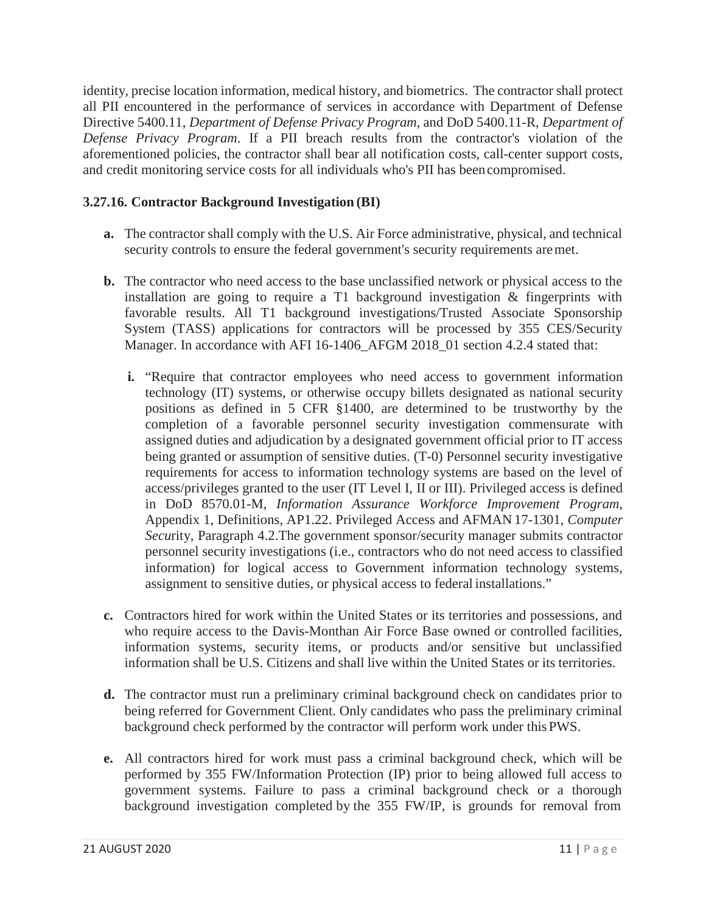identity, precise location information, medical history, and biometrics. The contractor shall protect all PII encountered in the performance of services in accordance with Department of Defense Directive 5400.11, *Department of Defense Privacy Program*, and DoD 5400.11-R, *Department of Defense Privacy Program*. If a PII breach results from the contractor's violation of the aforementioned policies, the contractor shall bear all notification costs, call-center support costs, and credit monitoring service costs for all individuals who's PII has been compromised.

**3.27.16. Contractor Background Investigation (BI)**

- **a.** The contractor shall comply with the U.S. Air Force administrative, physical, and technical security controls to ensure the federal government's security requirements are met.

- **b.** The contractor who need access to the base unclassified network or physical access to the installation are going to require a T1 background investigation & fingerprints with favorable results. All T1 background investigations/Trusted Associate Sponsorship System (TASS) applications for contractors will be processed by 355 CES/Security Manager. In accordance with AFI 16-1406_AFGM 2018_01 section 4.2.4 stated that:

  - **i.** "Require that contractor employees who need access to government information technology (IT) systems, or otherwise occupy billets designated as national security positions as defined in 5 CFR §1400, are determined to be trustworthy by the completion of a favorable personnel security investigation commensurate with assigned duties and adjudication by a designated government official prior to IT access being granted or assumption of sensitive duties. (T-0) Personnel security investigative requirements for access to information technology systems are based on the level of access/privileges granted to the user (IT Level I, II or III). Privileged access is defined in DoD 8570.01-M, *Information Assurance Workforce Improvement Program*, Appendix 1, Definitions, AP1.22. Privileged Access and AFMAN 17-1301, *Computer Secur*ity, Paragraph 4.2.The government sponsor/security manager submits contractor personnel security investigations (i.e., contractors who do not need access to classified information) for logical access to Government information technology systems, assignment to sensitive duties, or physical access to federal installations."

- **c.** Contractors hired for work within the United States or its territories and possessions, and who require access to the Davis-Monthan Air Force Base owned or controlled facilities, information systems, security items, or products and/or sensitive but unclassified information shall be U.S. Citizens and shall live within the United States or its territories.

- **d.** The contractor must run a preliminary criminal background check on candidates prior to being referred for Government Client. Only candidates who pass the preliminary criminal background check performed by the contractor will perform work under this PWS.

- **e.** All contractors hired for work must pass a criminal background check, which will be performed by 355 FW/Information Protection (IP) prior to being allowed full access to government systems. Failure to pass a criminal background check or a thorough background investigation completed by the 355 FW/IP, is grounds for removal from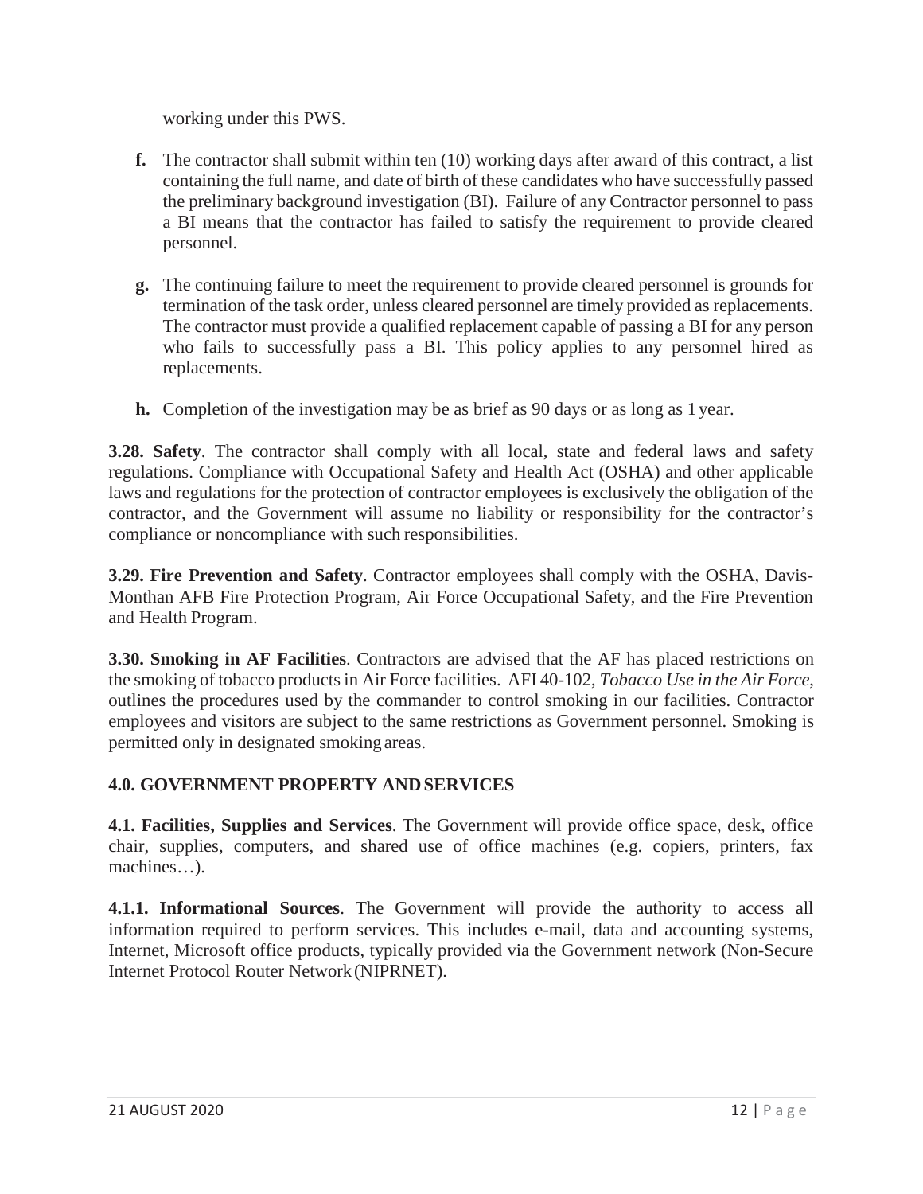working under this PWS.

- **f.** The contractor shall submit within ten (10) working days after award of this contract, a list containing the full name, and date of birth of these candidates who have successfully passed the preliminary background investigation (BI). Failure of any Contractor personnel to pass a BI means that the contractor has failed to satisfy the requirement to provide cleared personnel.

- **g.** The continuing failure to meet the requirement to provide cleared personnel is grounds for termination of the task order, unless cleared personnel are timely provided as replacements. The contractor must provide a qualified replacement capable of passing a BI for any person who fails to successfully pass a BI. This policy applies to any personnel hired as replacements.

- **h.** Completion of the investigation may be as brief as 90 days or as long as 1 year.

**3.28. Safety**. The contractor shall comply with all local, state and federal laws and safety regulations. Compliance with Occupational Safety and Health Act (OSHA) and other applicable laws and regulations for the protection of contractor employees is exclusively the obligation of the contractor, and the Government will assume no liability or responsibility for the contractor's compliance or noncompliance with such responsibilities.

**3.29. Fire Prevention and Safety**. Contractor employees shall comply with the OSHA, Davis-Monthan AFB Fire Protection Program, Air Force Occupational Safety, and the Fire Prevention and Health Program.

**3.30. Smoking in AF Facilities**. Contractors are advised that the AF has placed restrictions on the smoking of tobacco products in Air Force facilities. AFI 40-102, *Tobacco Use in the Air Force*, outlines the procedures used by the commander to control smoking in our facilities. Contractor employees and visitors are subject to the same restrictions as Government personnel. Smoking is permitted only in designated smoking areas.

## 4.0. GOVERNMENT PROPERTY AND SERVICES

**4.1. Facilities, Supplies and Services**. The Government will provide office space, desk, office chair, supplies, computers, and shared use of office machines (e.g. copiers, printers, fax machines…).

**4.1.1. Informational Sources**. The Government will provide the authority to access all information required to perform services. This includes e-mail, data and accounting systems, Internet, Microsoft office products, typically provided via the Government network (Non-Secure Internet Protocol Router Network (NIPRNET).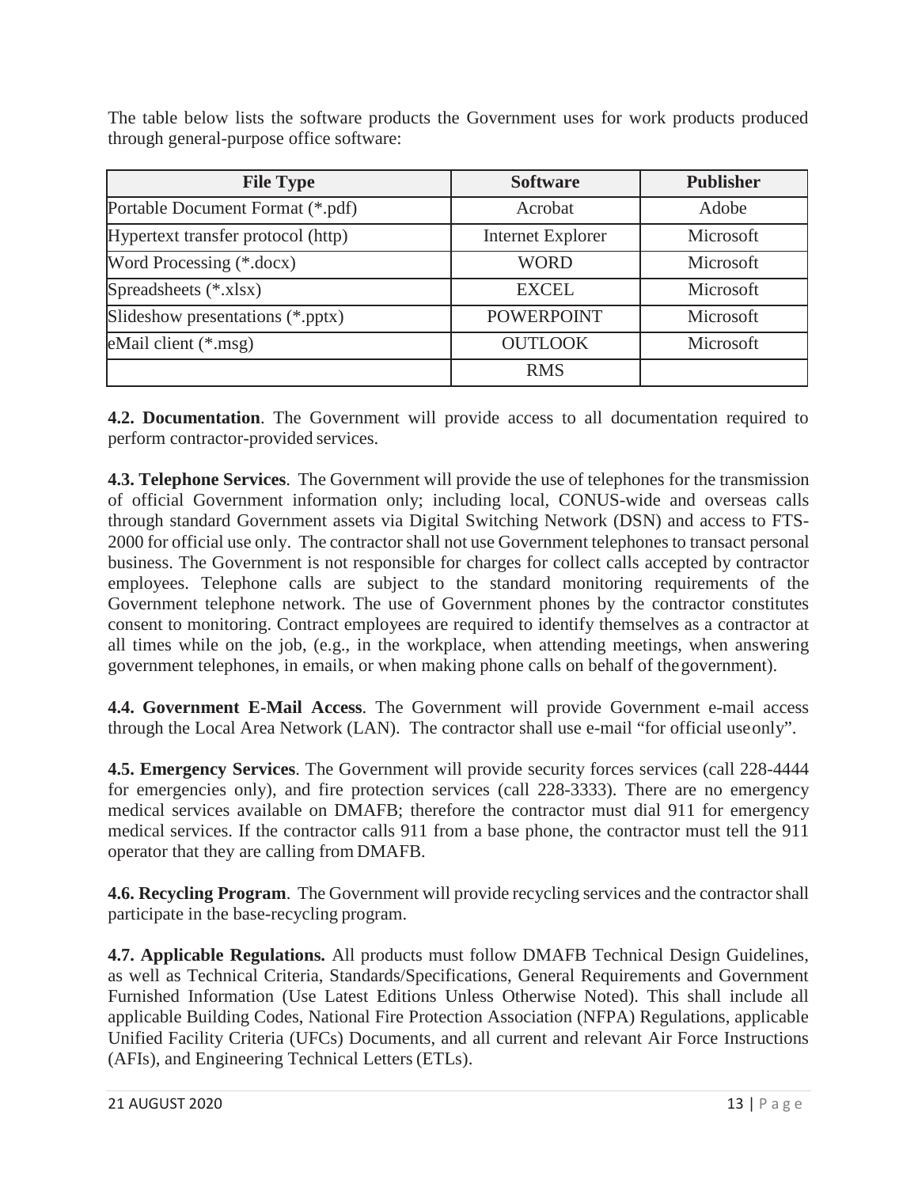The table below lists the software products the Government uses for work products produced through general-purpose office software:

| File Type | Software | Publisher |
|---|---|---|
| Portable Document Format (*.pdf) | Acrobat | Adobe |
| Hypertext transfer protocol (http) | Internet Explorer | Microsoft |
| Word Processing (*.docx) | WORD | Microsoft |
| Spreadsheets (*.xlsx) | EXCEL | Microsoft |
| Slideshow presentations (*.pptx) | POWERPOINT | Microsoft |
| eMail client (*.msg) | OUTLOOK | Microsoft |
| | RMS | |

**4.2. Documentation**. The Government will provide access to all documentation required to perform contractor-provided services.

**4.3. Telephone Services**. The Government will provide the use of telephones for the transmission of official Government information only; including local, CONUS-wide and overseas calls through standard Government assets via Digital Switching Network (DSN) and access to FTS-2000 for official use only. The contractor shall not use Government telephones to transact personal business. The Government is not responsible for charges for collect calls accepted by contractor employees. Telephone calls are subject to the standard monitoring requirements of the Government telephone network. The use of Government phones by the contractor constitutes consent to monitoring. Contract employees are required to identify themselves as a contractor at all times while on the job, (e.g., in the workplace, when attending meetings, when answering government telephones, in emails, or when making phone calls on behalf of the government).

**4.4. Government E-Mail Access**. The Government will provide Government e-mail access through the Local Area Network (LAN). The contractor shall use e-mail "for official use only".

**4.5. Emergency Services**. The Government will provide security forces services (call 228-4444 for emergencies only), and fire protection services (call 228-3333). There are no emergency medical services available on DMAFB; therefore the contractor must dial 911 for emergency medical services. If the contractor calls 911 from a base phone, the contractor must tell the 911 operator that they are calling from DMAFB.

**4.6. Recycling Program**. The Government will provide recycling services and the contractor shall participate in the base-recycling program.

**4.7. Applicable Regulations.** All products must follow DMAFB Technical Design Guidelines, as well as Technical Criteria, Standards/Specifications, General Requirements and Government Furnished Information (Use Latest Editions Unless Otherwise Noted). This shall include all applicable Building Codes, National Fire Protection Association (NFPA) Regulations, applicable Unified Facility Criteria (UFCs) Documents, and all current and relevant Air Force Instructions (AFIs), and Engineering Technical Letters (ETLs).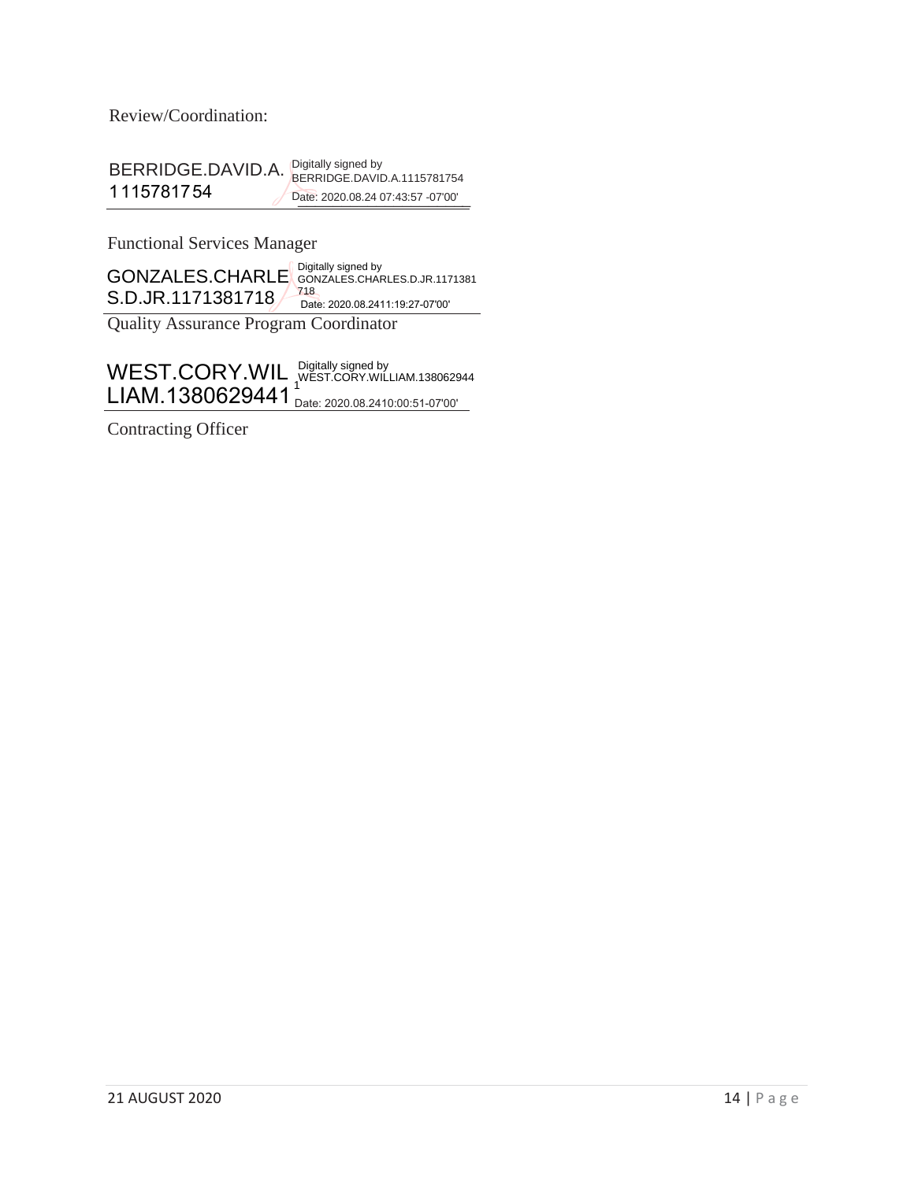Review/Coordination:

BERRIDGE.DAVID.A.1115781754 Digitally signed by BERRIDGE.DAVID.A.1115781754 Date: 2020.08.24 07:43:57 -07'00'

Functional Services Manager

GONZALES.CHARLES.D.JR.1171381718 Digitally signed by GONZALES.CHARLES.D.JR.1171381718 Date: 2020.08.24 11:19:27 -07'00'

Quality Assurance Program Coordinator

WEST.CORY.WILLIAM.1380629441 Digitally signed by WEST.CORY.WILLIAM.1380629441 Date: 2020.08.24 10:00:51 -07'00'

Contracting Officer